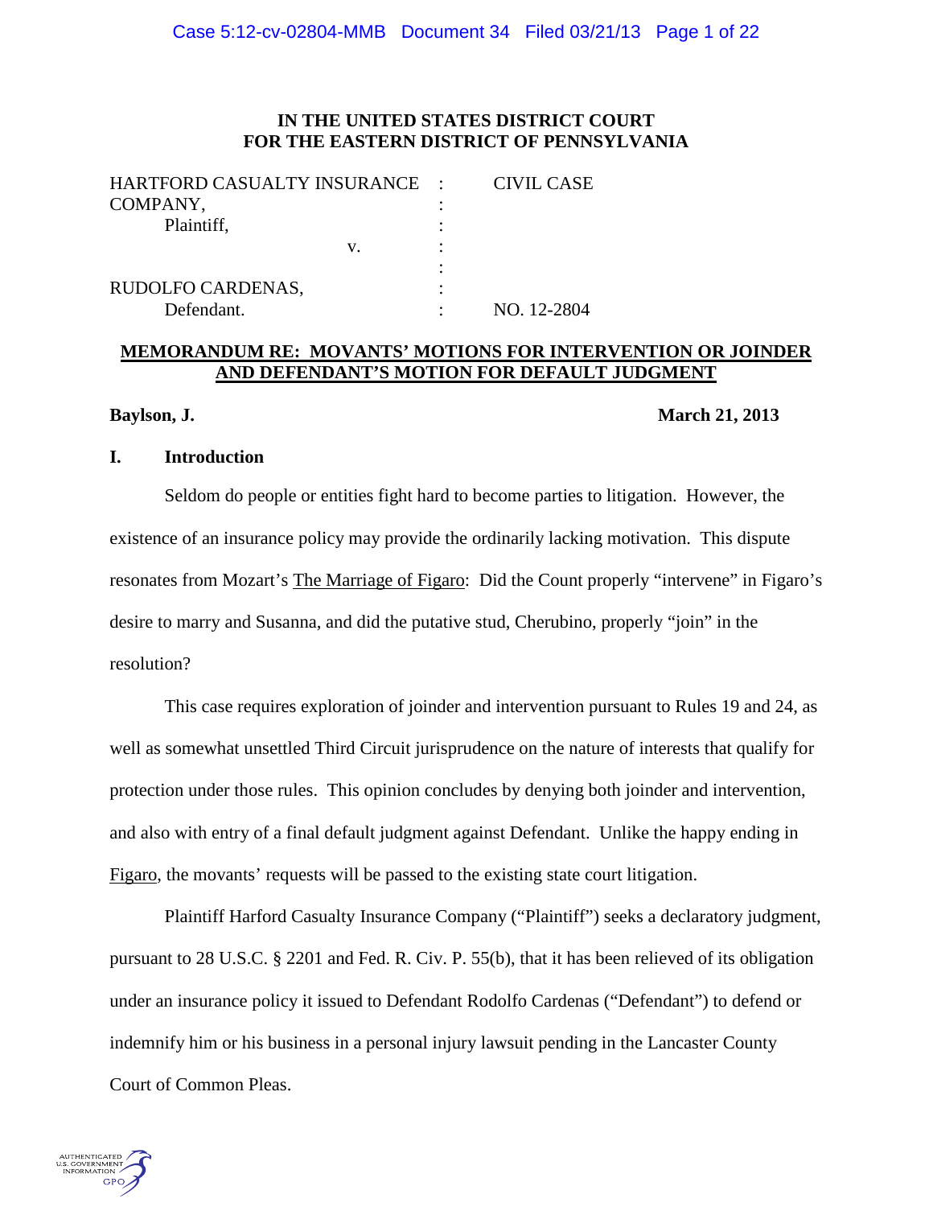**IN THE UNITED STATES DISTRICT COURT**
**FOR THE EASTERN DISTRICT OF PENNSYLVANIA**

| | | |
|---|---|---|
| HARTFORD CASUALTY INSURANCE COMPANY, Plaintiff, | : | CIVIL CASE |
| v. | : | |
| RUDOLFO CARDENAS, Defendant. | : | NO. 12-2804 |

**MEMORANDUM RE: MOVANTS' MOTIONS FOR INTERVENTION OR JOINDER AND DEFENDANT'S MOTION FOR DEFAULT JUDGMENT**

**Baylson, J.** **March 21, 2013**

## I. Introduction

Seldom do people or entities fight hard to become parties to litigation. However, the existence of an insurance policy may provide the ordinarily lacking motivation. This dispute resonates from Mozart's The Marriage of Figaro: Did the Count properly "intervene" in Figaro's desire to marry and Susanna, and did the putative stud, Cherubino, properly "join" in the resolution?

This case requires exploration of joinder and intervention pursuant to Rules 19 and 24, as well as somewhat unsettled Third Circuit jurisprudence on the nature of interests that qualify for protection under those rules. This opinion concludes by denying both joinder and intervention, and also with entry of a final default judgment against Defendant. Unlike the happy ending in Figaro, the movants' requests will be passed to the existing state court litigation.

Plaintiff Harford Casualty Insurance Company ("Plaintiff") seeks a declaratory judgment, pursuant to 28 U.S.C. § 2201 and Fed. R. Civ. P. 55(b), that it has been relieved of its obligation under an insurance policy it issued to Defendant Rodolfo Cardenas ("Defendant") to defend or indemnify him or his business in a personal injury lawsuit pending in the Lancaster County Court of Common Pleas.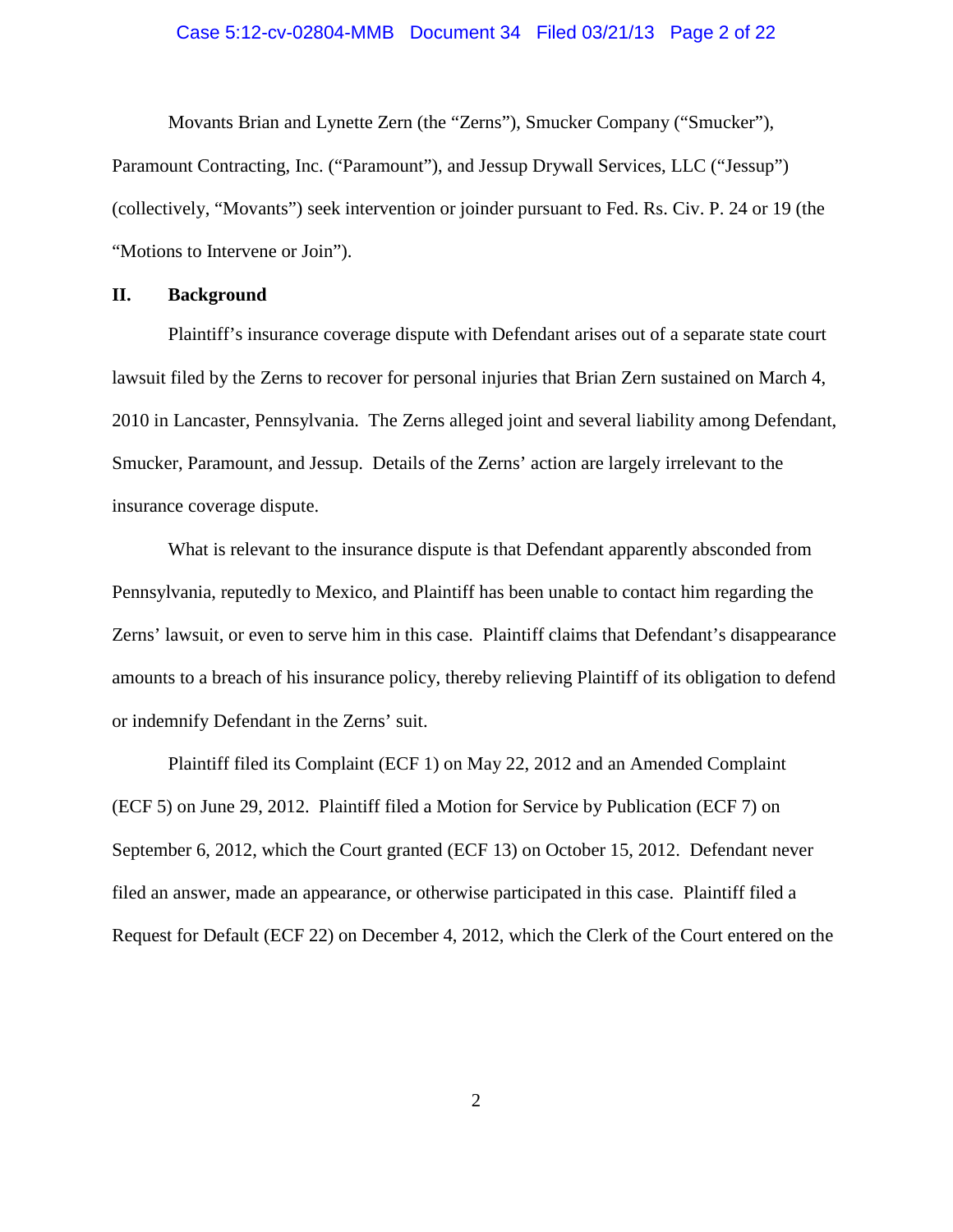Movants Brian and Lynette Zern (the "Zerns"), Smucker Company ("Smucker"), Paramount Contracting, Inc. ("Paramount"), and Jessup Drywall Services, LLC ("Jessup") (collectively, "Movants") seek intervention or joinder pursuant to Fed. Rs. Civ. P. 24 or 19 (the "Motions to Intervene or Join").

## II. Background

Plaintiff's insurance coverage dispute with Defendant arises out of a separate state court lawsuit filed by the Zerns to recover for personal injuries that Brian Zern sustained on March 4, 2010 in Lancaster, Pennsylvania. The Zerns alleged joint and several liability among Defendant, Smucker, Paramount, and Jessup. Details of the Zerns' action are largely irrelevant to the insurance coverage dispute.

What is relevant to the insurance dispute is that Defendant apparently absconded from Pennsylvania, reputedly to Mexico, and Plaintiff has been unable to contact him regarding the Zerns' lawsuit, or even to serve him in this case. Plaintiff claims that Defendant's disappearance amounts to a breach of his insurance policy, thereby relieving Plaintiff of its obligation to defend or indemnify Defendant in the Zerns' suit.

Plaintiff filed its Complaint (ECF 1) on May 22, 2012 and an Amended Complaint (ECF 5) on June 29, 2012. Plaintiff filed a Motion for Service by Publication (ECF 7) on September 6, 2012, which the Court granted (ECF 13) on October 15, 2012. Defendant never filed an answer, made an appearance, or otherwise participated in this case. Plaintiff filed a Request for Default (ECF 22) on December 4, 2012, which the Clerk of the Court entered on the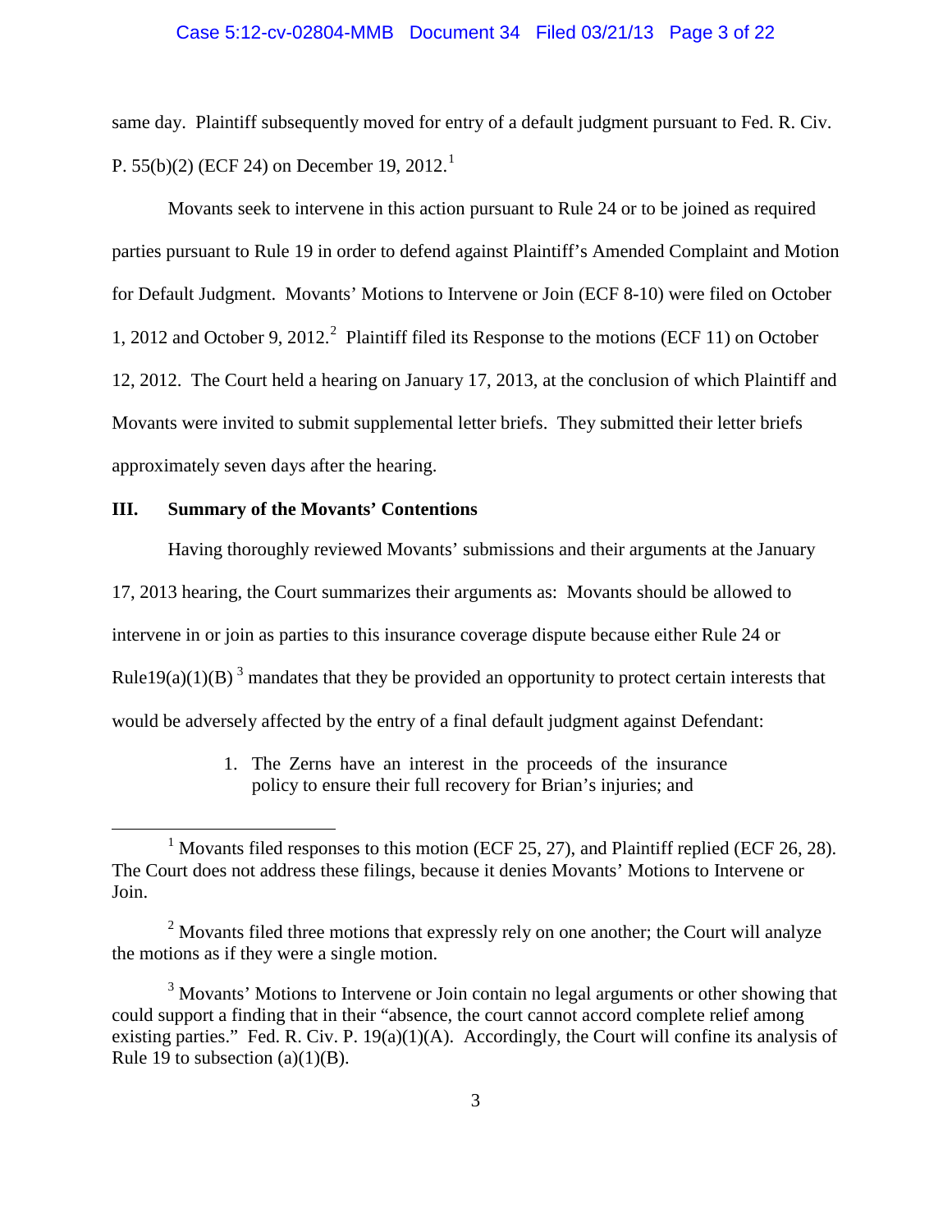same day. Plaintiff subsequently moved for entry of a default judgment pursuant to Fed. R. Civ. P. 55(b)(2) (ECF 24) on December 19, 2012.[1]

Movants seek to intervene in this action pursuant to Rule 24 or to be joined as required parties pursuant to Rule 19 in order to defend against Plaintiff's Amended Complaint and Motion for Default Judgment. Movants' Motions to Intervene or Join (ECF 8-10) were filed on October 1, 2012 and October 9, 2012.[2] Plaintiff filed its Response to the motions (ECF 11) on October 12, 2012. The Court held a hearing on January 17, 2013, at the conclusion of which Plaintiff and Movants were invited to submit supplemental letter briefs. They submitted their letter briefs approximately seven days after the hearing.

## III. Summary of the Movants' Contentions

Having thoroughly reviewed Movants' submissions and their arguments at the January 17, 2013 hearing, the Court summarizes their arguments as: Movants should be allowed to intervene in or join as parties to this insurance coverage dispute because either Rule 24 or Rule19(a)(1)(B)[3] mandates that they be provided an opportunity to protect certain interests that would be adversely affected by the entry of a final default judgment against Defendant:

1. The Zerns have an interest in the proceeds of the insurance policy to ensure their full recovery for Brian's injuries; and

---

[1] Movants filed responses to this motion (ECF 25, 27), and Plaintiff replied (ECF 26, 28). The Court does not address these filings, because it denies Movants' Motions to Intervene or Join.

[2] Movants filed three motions that expressly rely on one another; the Court will analyze the motions as if they were a single motion.

[3] Movants' Motions to Intervene or Join contain no legal arguments or other showing that could support a finding that in their "absence, the court cannot accord complete relief among existing parties." Fed. R. Civ. P. 19(a)(1)(A). Accordingly, the Court will confine its analysis of Rule 19 to subsection (a)(1)(B).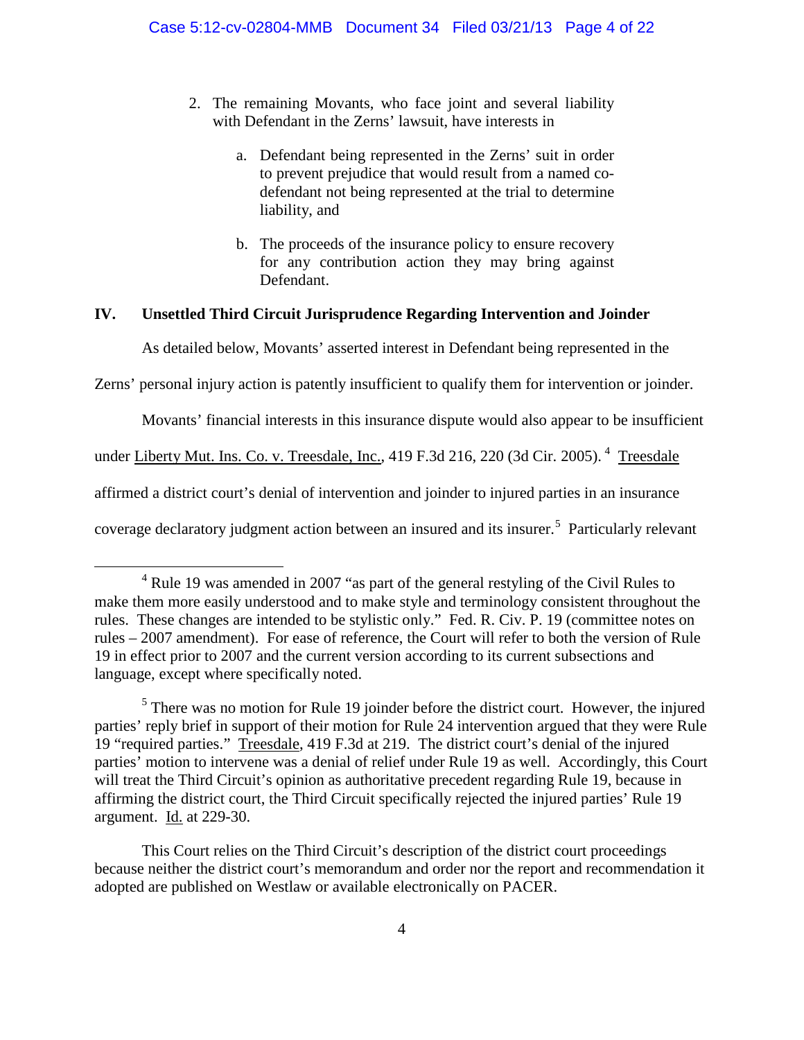2. The remaining Movants, who face joint and several liability with Defendant in the Zerns' lawsuit, have interests in

    a. Defendant being represented in the Zerns' suit in order to prevent prejudice that would result from a named co-defendant not being represented at the trial to determine liability, and

    b. The proceeds of the insurance policy to ensure recovery for any contribution action they may bring against Defendant.

## IV. Unsettled Third Circuit Jurisprudence Regarding Intervention and Joinder

As detailed below, Movants' asserted interest in Defendant being represented in the Zerns' personal injury action is patently insufficient to qualify them for intervention or joinder.

Movants' financial interests in this insurance dispute would also appear to be insufficient under Liberty Mut. Ins. Co. v. Treesdale, Inc., 419 F.3d 216, 220 (3d Cir. 2005).[4] Treesdale affirmed a district court's denial of intervention and joinder to injured parties in an insurance coverage declaratory judgment action between an insured and its insurer.[5] Particularly relevant

---

[4] Rule 19 was amended in 2007 "as part of the general restyling of the Civil Rules to make them more easily understood and to make style and terminology consistent throughout the rules. These changes are intended to be stylistic only." Fed. R. Civ. P. 19 (committee notes on rules – 2007 amendment). For ease of reference, the Court will refer to both the version of Rule 19 in effect prior to 2007 and the current version according to its current subsections and language, except where specifically noted.

[5] There was no motion for Rule 19 joinder before the district court. However, the injured parties' reply brief in support of their motion for Rule 24 intervention argued that they were Rule 19 "required parties." Treesdale, 419 F.3d at 219. The district court's denial of the injured parties' motion to intervene was a denial of relief under Rule 19 as well. Accordingly, this Court will treat the Third Circuit's opinion as authoritative precedent regarding Rule 19, because in affirming the district court, the Third Circuit specifically rejected the injured parties' Rule 19 argument. Id. at 229-30.

This Court relies on the Third Circuit's description of the district court proceedings because neither the district court's memorandum and order nor the report and recommendation it adopted are published on Westlaw or available electronically on PACER.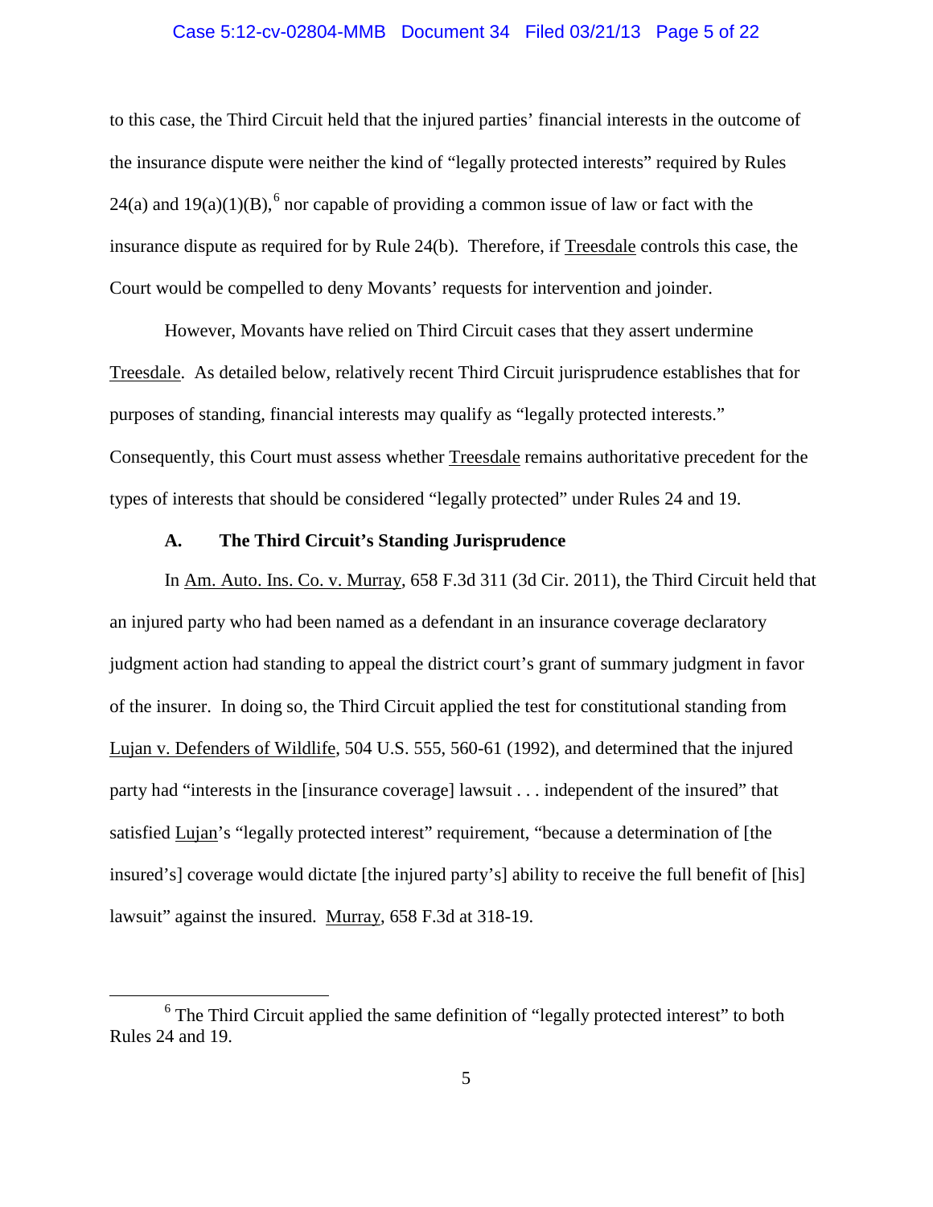to this case, the Third Circuit held that the injured parties' financial interests in the outcome of the insurance dispute were neither the kind of "legally protected interests" required by Rules 24(a) and 19(a)(1)(B),[6] nor capable of providing a common issue of law or fact with the insurance dispute as required for by Rule 24(b). Therefore, if Treesdale controls this case, the Court would be compelled to deny Movants' requests for intervention and joinder.

However, Movants have relied on Third Circuit cases that they assert undermine Treesdale. As detailed below, relatively recent Third Circuit jurisprudence establishes that for purposes of standing, financial interests may qualify as "legally protected interests." Consequently, this Court must assess whether Treesdale remains authoritative precedent for the types of interests that should be considered "legally protected" under Rules 24 and 19.

### A. The Third Circuit's Standing Jurisprudence

In Am. Auto. Ins. Co. v. Murray, 658 F.3d 311 (3d Cir. 2011), the Third Circuit held that an injured party who had been named as a defendant in an insurance coverage declaratory judgment action had standing to appeal the district court's grant of summary judgment in favor of the insurer. In doing so, the Third Circuit applied the test for constitutional standing from Lujan v. Defenders of Wildlife, 504 U.S. 555, 560-61 (1992), and determined that the injured party had "interests in the [insurance coverage] lawsuit . . . independent of the insured" that satisfied Lujan's "legally protected interest" requirement, "because a determination of [the insured's] coverage would dictate [the injured party's] ability to receive the full benefit of [his] lawsuit" against the insured. Murray, 658 F.3d at 318-19.

[6] The Third Circuit applied the same definition of "legally protected interest" to both Rules 24 and 19.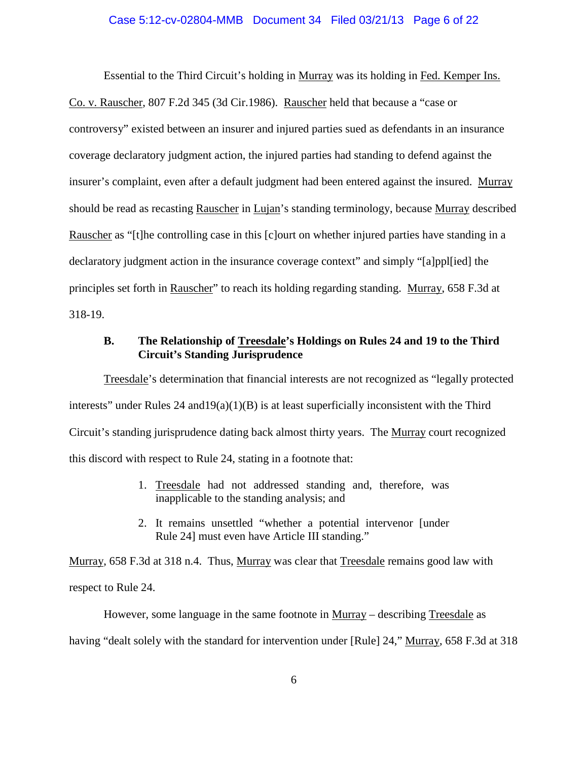Essential to the Third Circuit's holding in Murray was its holding in Fed. Kemper Ins. Co. v. Rauscher, 807 F.2d 345 (3d Cir.1986). Rauscher held that because a "case or controversy" existed between an insurer and injured parties sued as defendants in an insurance coverage declaratory judgment action, the injured parties had standing to defend against the insurer's complaint, even after a default judgment had been entered against the insured. Murray should be read as recasting Rauscher in Lujan's standing terminology, because Murray described Rauscher as "[t]he controlling case in this [c]ourt on whether injured parties have standing in a declaratory judgment action in the insurance coverage context" and simply "[a]ppl[ied] the principles set forth in Rauscher" to reach its holding regarding standing. Murray, 658 F.3d at 318-19.

### B. The Relationship of **Treesdale**'s Holdings on Rules 24 and 19 to the Third Circuit's Standing Jurisprudence

Treesdale's determination that financial interests are not recognized as "legally protected interests" under Rules 24 and19(a)(1)(B) is at least superficially inconsistent with the Third Circuit's standing jurisprudence dating back almost thirty years. The Murray court recognized this discord with respect to Rule 24, stating in a footnote that:

1. Treesdale had not addressed standing and, therefore, was inapplicable to the standing analysis; and
2. It remains unsettled "whether a potential intervenor [under Rule 24] must even have Article III standing."

Murray, 658 F.3d at 318 n.4. Thus, Murray was clear that Treesdale remains good law with respect to Rule 24.

However, some language in the same footnote in Murray – describing Treesdale as having "dealt solely with the standard for intervention under [Rule] 24," Murray, 658 F.3d at 318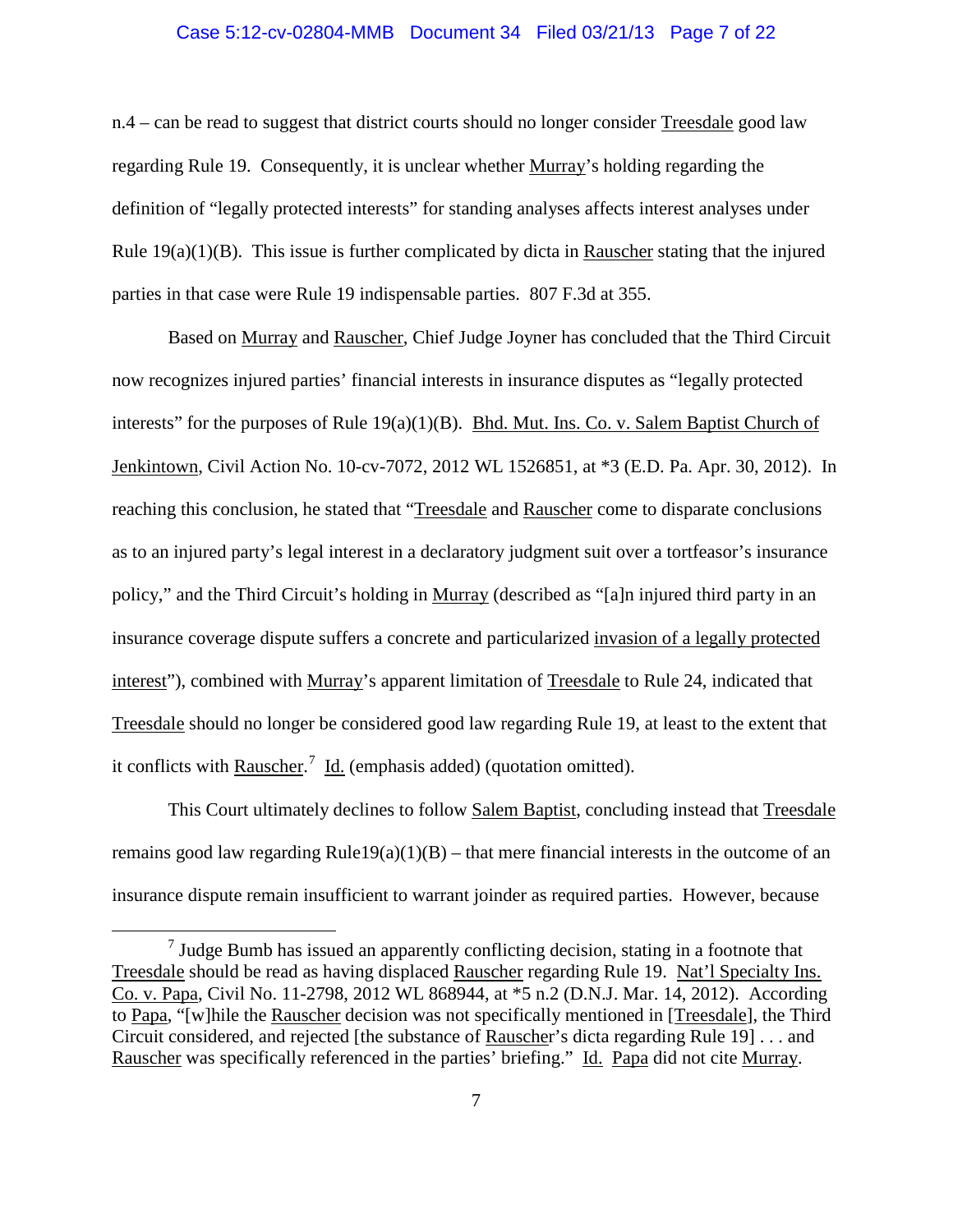n.4 – can be read to suggest that district courts should no longer consider Treesdale good law regarding Rule 19. Consequently, it is unclear whether Murray's holding regarding the definition of "legally protected interests" for standing analyses affects interest analyses under Rule 19(a)(1)(B). This issue is further complicated by dicta in Rauscher stating that the injured parties in that case were Rule 19 indispensable parties. 807 F.3d at 355.

Based on Murray and Rauscher, Chief Judge Joyner has concluded that the Third Circuit now recognizes injured parties' financial interests in insurance disputes as "legally protected interests" for the purposes of Rule 19(a)(1)(B). Bhd. Mut. Ins. Co. v. Salem Baptist Church of Jenkintown, Civil Action No. 10-cv-7072, 2012 WL 1526851, at *3 (E.D. Pa. Apr. 30, 2012). In reaching this conclusion, he stated that "Treesdale and Rauscher come to disparate conclusions as to an injured party's legal interest in a declaratory judgment suit over a tortfeasor's insurance policy," and the Third Circuit's holding in Murray (described as "[a]n injured third party in an insurance coverage dispute suffers a concrete and particularized invasion of a legally protected interest"), combined with Murray's apparent limitation of Treesdale to Rule 24, indicated that Treesdale should no longer be considered good law regarding Rule 19, at least to the extent that it conflicts with Rauscher.[7] Id. (emphasis added) (quotation omitted).

This Court ultimately declines to follow Salem Baptist, concluding instead that Treesdale remains good law regarding Rule19(a)(1)(B) – that mere financial interests in the outcome of an insurance dispute remain insufficient to warrant joinder as required parties. However, because

[7] Judge Bumb has issued an apparently conflicting decision, stating in a footnote that Treesdale should be read as having displaced Rauscher regarding Rule 19. Nat'l Specialty Ins. Co. v. Papa, Civil No. 11-2798, 2012 WL 868944, at *5 n.2 (D.N.J. Mar. 14, 2012). According to Papa, "[w]hile the Rauscher decision was not specifically mentioned in [Treesdale], the Third Circuit considered, and rejected [the substance of Rauscher's dicta regarding Rule 19] . . . and Rauscher was specifically referenced in the parties' briefing." Id. Papa did not cite Murray.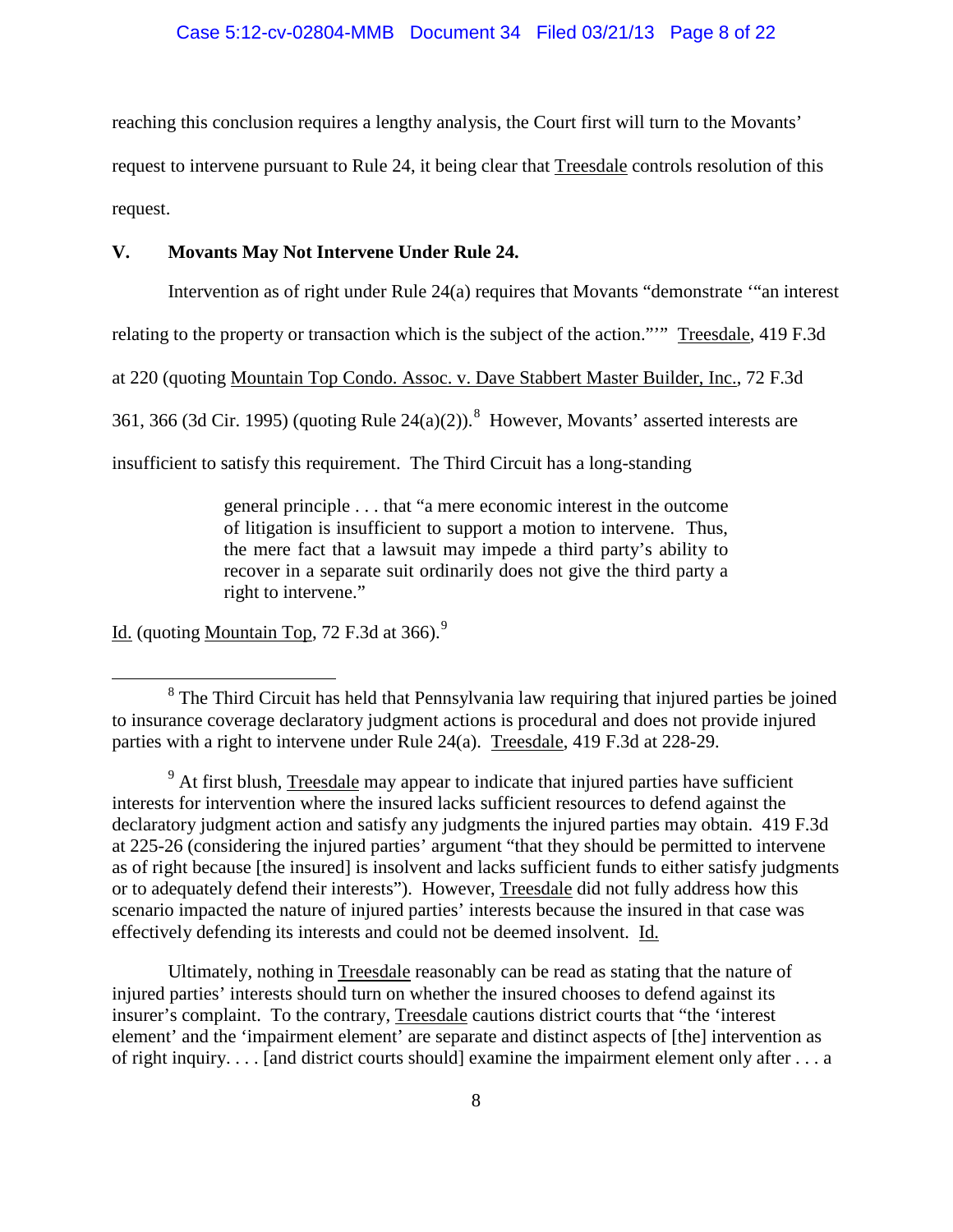reaching this conclusion requires a lengthy analysis, the Court first will turn to the Movants' request to intervene pursuant to Rule 24, it being clear that Treesdale controls resolution of this request.

## V. Movants May Not Intervene Under Rule 24.

Intervention as of right under Rule 24(a) requires that Movants "demonstrate '"an interest relating to the property or transaction which is the subject of the action."'" Treesdale, 419 F.3d at 220 (quoting Mountain Top Condo. Assoc. v. Dave Stabbert Master Builder, Inc., 72 F.3d 361, 366 (3d Cir. 1995) (quoting Rule 24(a)(2)).[8] However, Movants' asserted interests are insufficient to satisfy this requirement. The Third Circuit has a long-standing

> general principle . . . that "a mere economic interest in the outcome of litigation is insufficient to support a motion to intervene. Thus, the mere fact that a lawsuit may impede a third party's ability to recover in a separate suit ordinarily does not give the third party a right to intervene."

Id. (quoting Mountain Top, 72 F.3d at 366).[9]

---

[8] The Third Circuit has held that Pennsylvania law requiring that injured parties be joined to insurance coverage declaratory judgment actions is procedural and does not provide injured parties with a right to intervene under Rule 24(a). Treesdale, 419 F.3d at 228-29.

[9] At first blush, Treesdale may appear to indicate that injured parties have sufficient interests for intervention where the insured lacks sufficient resources to defend against the declaratory judgment action and satisfy any judgments the injured parties may obtain. 419 F.3d at 225-26 (considering the injured parties' argument "that they should be permitted to intervene as of right because [the insured] is insolvent and lacks sufficient funds to either satisfy judgments or to adequately defend their interests"). However, Treesdale did not fully address how this scenario impacted the nature of injured parties' interests because the insured in that case was effectively defending its interests and could not be deemed insolvent. Id.

Ultimately, nothing in Treesdale reasonably can be read as stating that the nature of injured parties' interests should turn on whether the insured chooses to defend against its insurer's complaint. To the contrary, Treesdale cautions district courts that "the 'interest element' and the 'impairment element' are separate and distinct aspects of [the] intervention as of right inquiry. . . . [and district courts should] examine the impairment element only after . . . a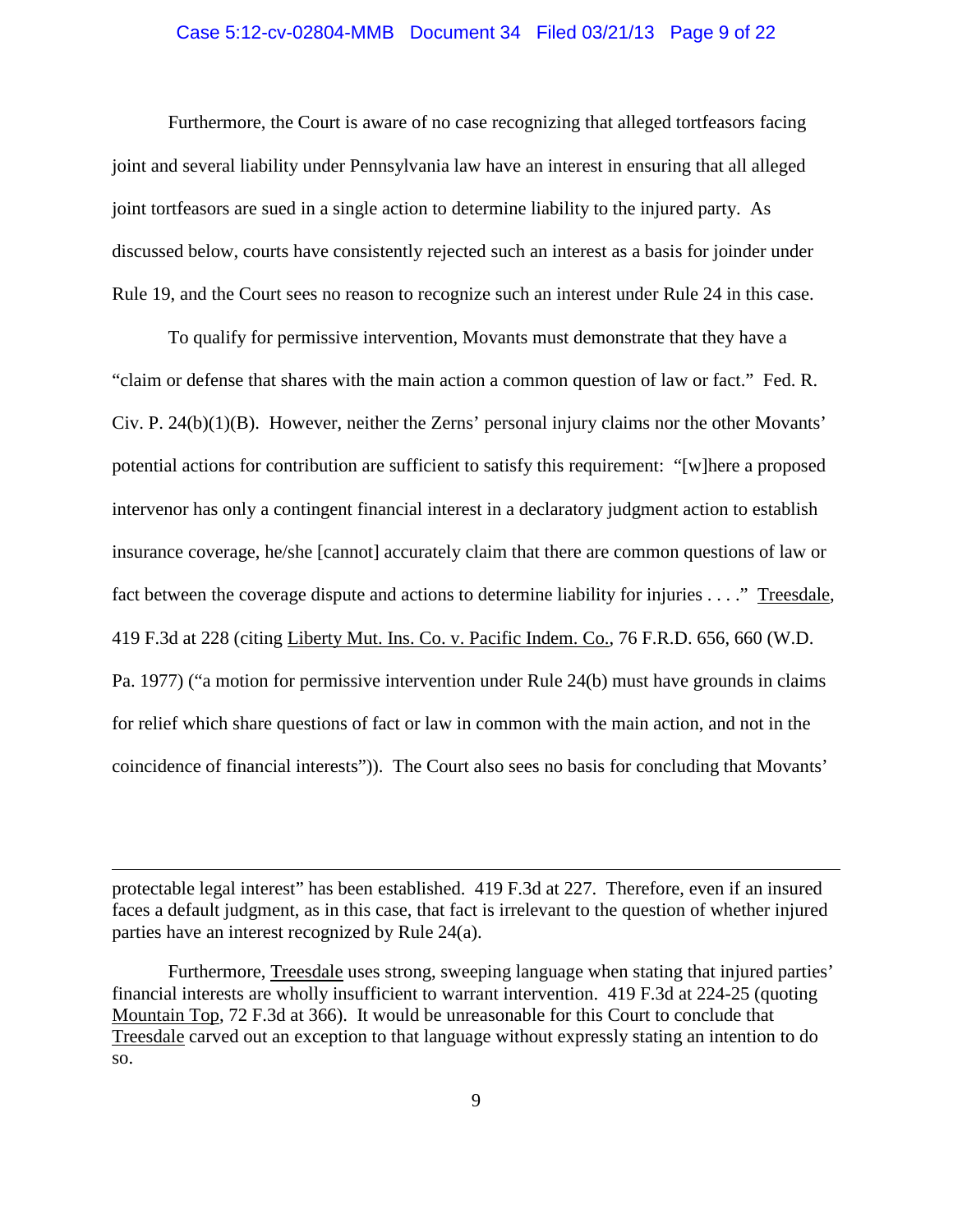Furthermore, the Court is aware of no case recognizing that alleged tortfeasors facing joint and several liability under Pennsylvania law have an interest in ensuring that all alleged joint tortfeasors are sued in a single action to determine liability to the injured party. As discussed below, courts have consistently rejected such an interest as a basis for joinder under Rule 19, and the Court sees no reason to recognize such an interest under Rule 24 in this case.

To qualify for permissive intervention, Movants must demonstrate that they have a "claim or defense that shares with the main action a common question of law or fact." Fed. R. Civ. P. 24(b)(1)(B). However, neither the Zerns' personal injury claims nor the other Movants' potential actions for contribution are sufficient to satisfy this requirement: "[w]here a proposed intervenor has only a contingent financial interest in a declaratory judgment action to establish insurance coverage, he/she [cannot] accurately claim that there are common questions of law or fact between the coverage dispute and actions to determine liability for injuries . . . ." Treesdale, 419 F.3d at 228 (citing Liberty Mut. Ins. Co. v. Pacific Indem. Co., 76 F.R.D. 656, 660 (W.D. Pa. 1977) ("a motion for permissive intervention under Rule 24(b) must have grounds in claims for relief which share questions of fact or law in common with the main action, and not in the coincidence of financial interests")). The Court also sees no basis for concluding that Movants'

---

protectable legal interest" has been established. 419 F.3d at 227. Therefore, even if an insured faces a default judgment, as in this case, that fact is irrelevant to the question of whether injured parties have an interest recognized by Rule 24(a).

Furthermore, Treesdale uses strong, sweeping language when stating that injured parties' financial interests are wholly insufficient to warrant intervention. 419 F.3d at 224-25 (quoting Mountain Top, 72 F.3d at 366). It would be unreasonable for this Court to conclude that Treesdale carved out an exception to that language without expressly stating an intention to do so.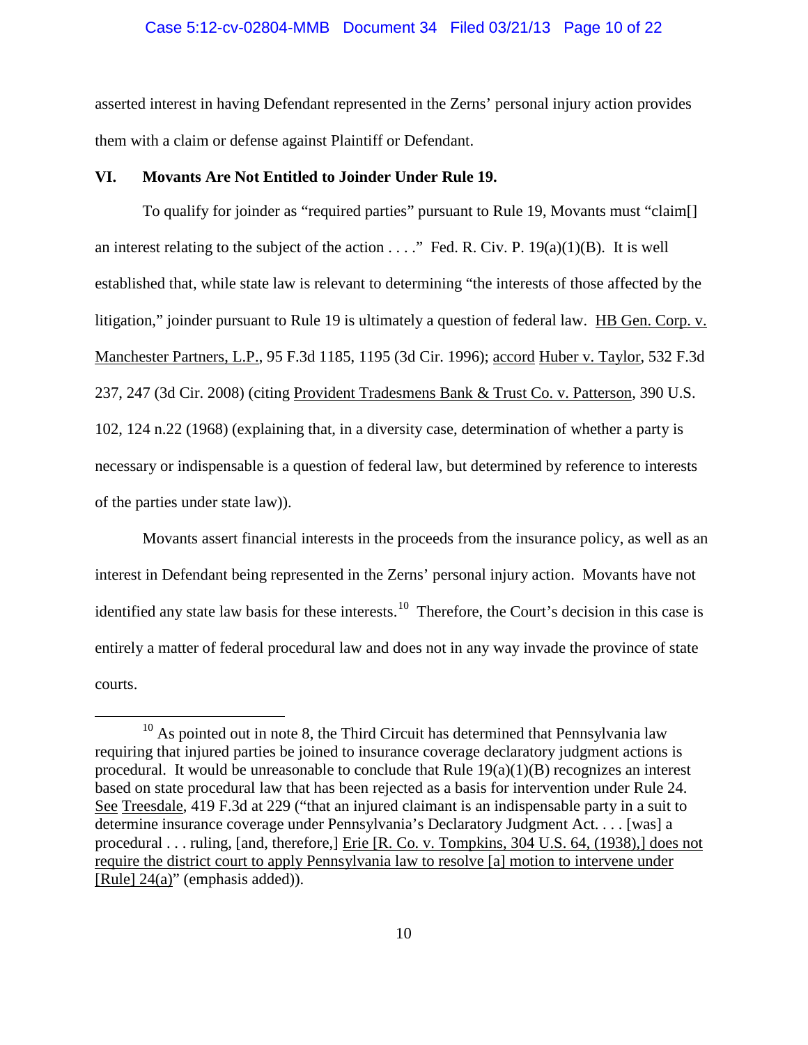asserted interest in having Defendant represented in the Zerns' personal injury action provides them with a claim or defense against Plaintiff or Defendant.

## VI. Movants Are Not Entitled to Joinder Under Rule 19.

To qualify for joinder as "required parties" pursuant to Rule 19, Movants must "claim[] an interest relating to the subject of the action . . . ." Fed. R. Civ. P. 19(a)(1)(B). It is well established that, while state law is relevant to determining "the interests of those affected by the litigation," joinder pursuant to Rule 19 is ultimately a question of federal law. HB Gen. Corp. v. Manchester Partners, L.P., 95 F.3d 1185, 1195 (3d Cir. 1996); accord Huber v. Taylor, 532 F.3d 237, 247 (3d Cir. 2008) (citing Provident Tradesmens Bank & Trust Co. v. Patterson, 390 U.S. 102, 124 n.22 (1968) (explaining that, in a diversity case, determination of whether a party is necessary or indispensable is a question of federal law, but determined by reference to interests of the parties under state law)).

Movants assert financial interests in the proceeds from the insurance policy, as well as an interest in Defendant being represented in the Zerns' personal injury action. Movants have not identified any state law basis for these interests.[10] Therefore, the Court's decision in this case is entirely a matter of federal procedural law and does not in any way invade the province of state courts.

---

[10] As pointed out in note 8, the Third Circuit has determined that Pennsylvania law requiring that injured parties be joined to insurance coverage declaratory judgment actions is procedural. It would be unreasonable to conclude that Rule 19(a)(1)(B) recognizes an interest based on state procedural law that has been rejected as a basis for intervention under Rule 24. See Treesdale, 419 F.3d at 229 ("that an injured claimant is an indispensable party in a suit to determine insurance coverage under Pennsylvania's Declaratory Judgment Act. . . . [was] a procedural . . . ruling, [and, therefore,] Erie [R. Co. v. Tompkins, 304 U.S. 64, (1938),] does not require the district court to apply Pennsylvania law to resolve [a] motion to intervene under [Rule] 24(a)" (emphasis added)).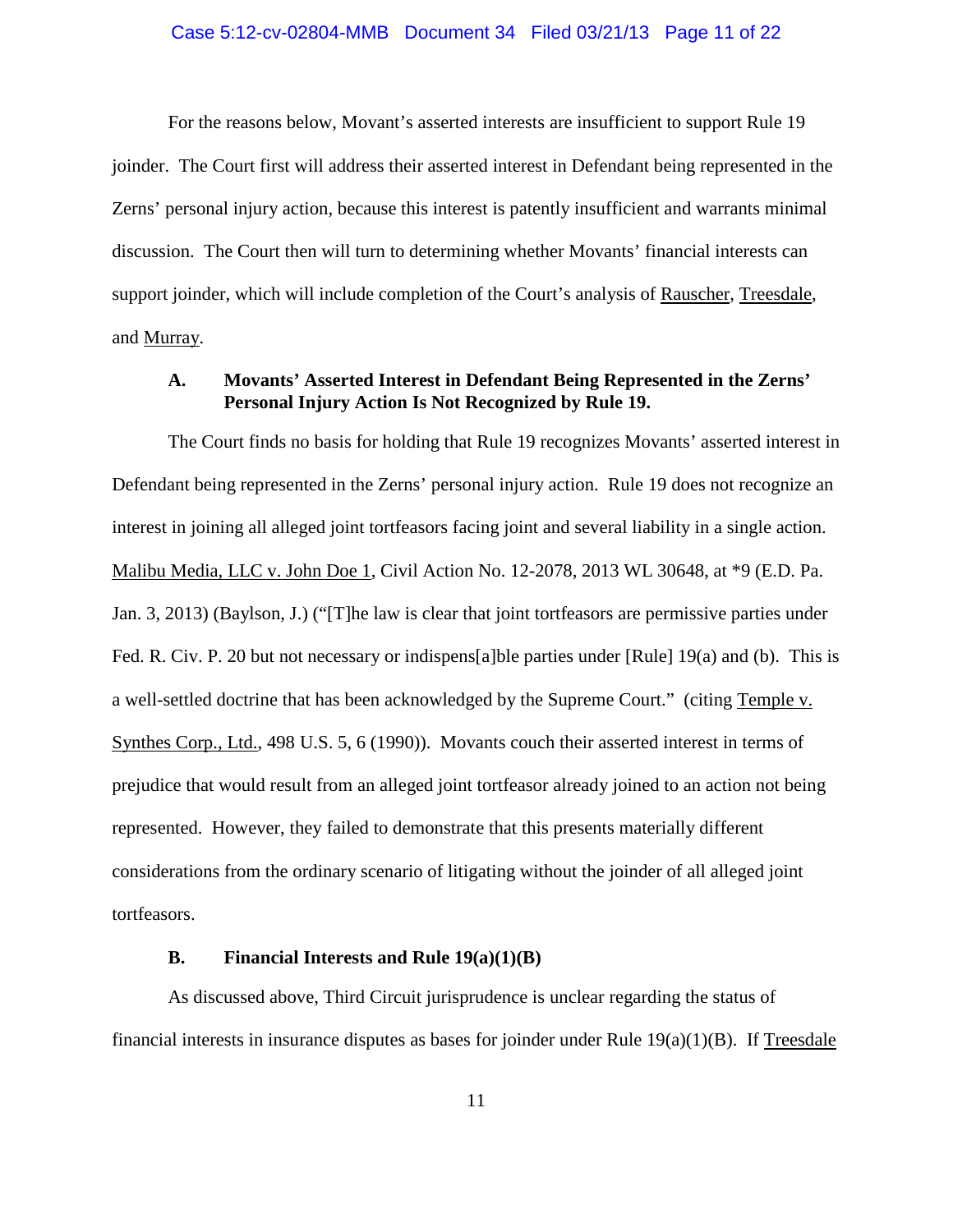For the reasons below, Movant's asserted interests are insufficient to support Rule 19 joinder. The Court first will address their asserted interest in Defendant being represented in the Zerns' personal injury action, because this interest is patently insufficient and warrants minimal discussion. The Court then will turn to determining whether Movants' financial interests can support joinder, which will include completion of the Court's analysis of Rauscher, Treesdale, and Murray.

### A. Movants' Asserted Interest in Defendant Being Represented in the Zerns' Personal Injury Action Is Not Recognized by Rule 19.

The Court finds no basis for holding that Rule 19 recognizes Movants' asserted interest in Defendant being represented in the Zerns' personal injury action. Rule 19 does not recognize an interest in joining all alleged joint tortfeasors facing joint and several liability in a single action. Malibu Media, LLC v. John Doe 1, Civil Action No. 12-2078, 2013 WL 30648, at *9 (E.D. Pa. Jan. 3, 2013) (Baylson, J.) ("[T]he law is clear that joint tortfeasors are permissive parties under Fed. R. Civ. P. 20 but not necessary or indispens[a]ble parties under [Rule] 19(a) and (b). This is a well-settled doctrine that has been acknowledged by the Supreme Court." (citing Temple v. Synthes Corp., Ltd., 498 U.S. 5, 6 (1990)). Movants couch their asserted interest in terms of prejudice that would result from an alleged joint tortfeasor already joined to an action not being represented. However, they failed to demonstrate that this presents materially different considerations from the ordinary scenario of litigating without the joinder of all alleged joint tortfeasors.

### B. Financial Interests and Rule 19(a)(1)(B)

As discussed above, Third Circuit jurisprudence is unclear regarding the status of financial interests in insurance disputes as bases for joinder under Rule 19(a)(1)(B). If Treesdale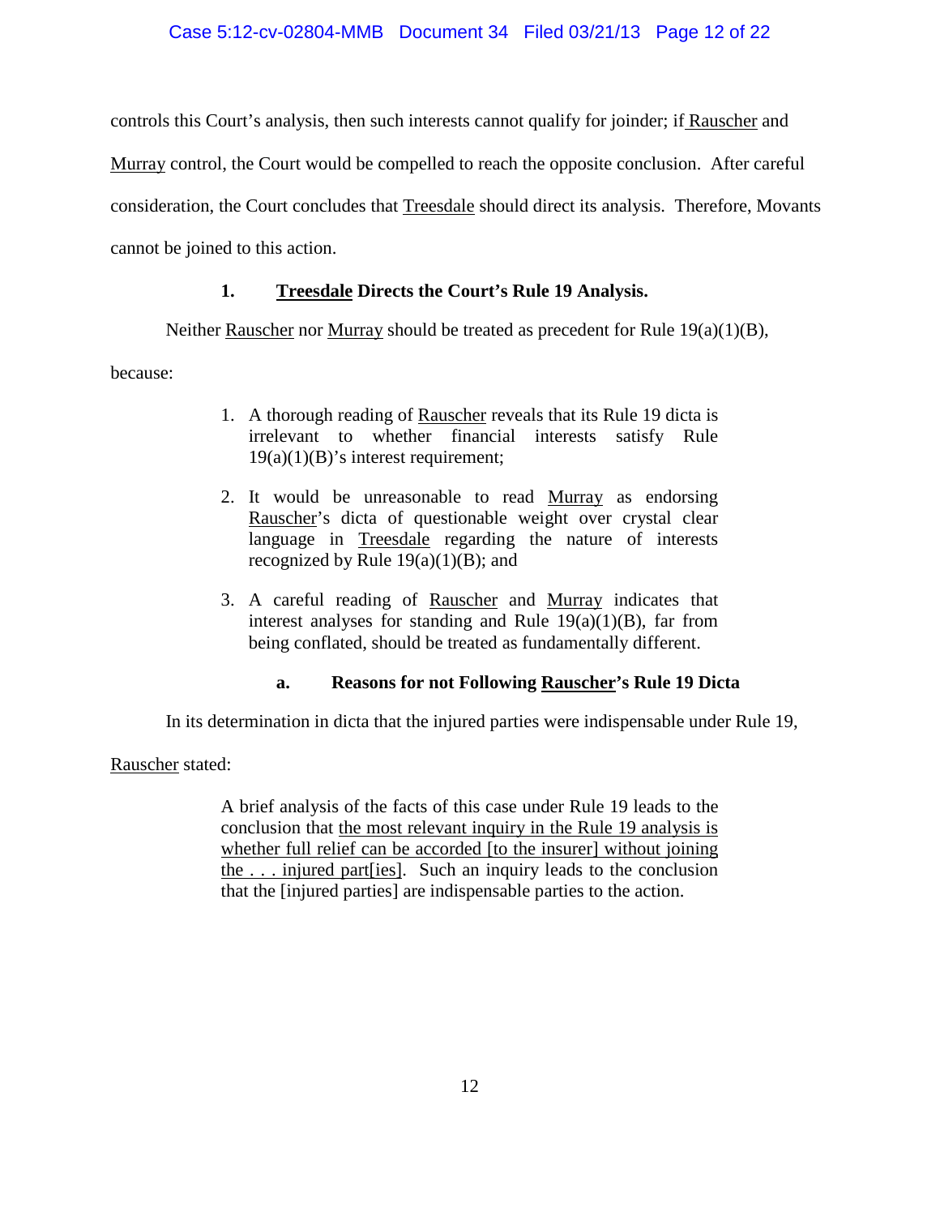controls this Court's analysis, then such interests cannot qualify for joinder; if Rauscher and Murray control, the Court would be compelled to reach the opposite conclusion. After careful consideration, the Court concludes that Treesdale should direct its analysis. Therefore, Movants cannot be joined to this action.

### 1. Treesdale Directs the Court's Rule 19 Analysis.

Neither Rauscher nor Murray should be treated as precedent for Rule 19(a)(1)(B), because:

> 1. A thorough reading of Rauscher reveals that its Rule 19 dicta is irrelevant to whether financial interests satisfy Rule 19(a)(1)(B)'s interest requirement;
>
> 2. It would be unreasonable to read Murray as endorsing Rauscher's dicta of questionable weight over crystal clear language in Treesdale regarding the nature of interests recognized by Rule 19(a)(1)(B); and
>
> 3. A careful reading of Rauscher and Murray indicates that interest analyses for standing and Rule 19(a)(1)(B), far from being conflated, should be treated as fundamentally different.

#### a. Reasons for not Following Rauscher's Rule 19 Dicta

In its determination in dicta that the injured parties were indispensable under Rule 19, Rauscher stated:

> A brief analysis of the facts of this case under Rule 19 leads to the conclusion that the most relevant inquiry in the Rule 19 analysis is whether full relief can be accorded [to the insurer] without joining the . . . injured part[ies]. Such an inquiry leads to the conclusion that the [injured parties] are indispensable parties to the action.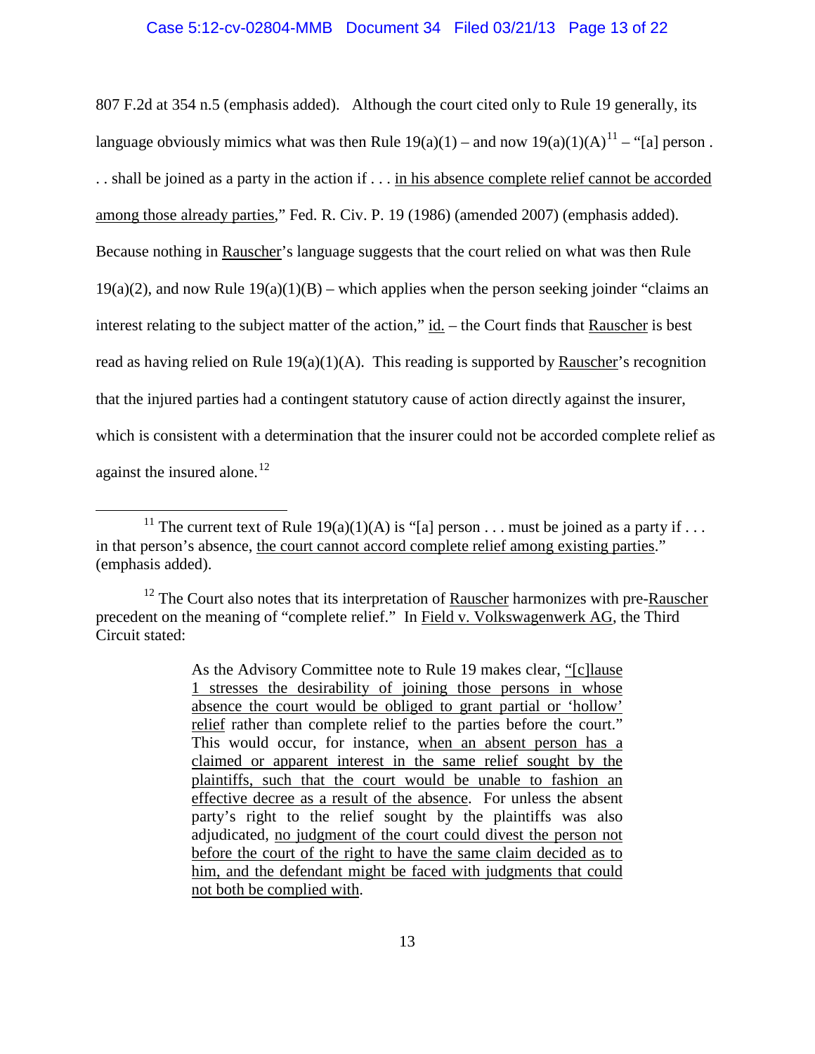807 F.2d at 354 n.5 (emphasis added). Although the court cited only to Rule 19 generally, its language obviously mimics what was then Rule 19(a)(1) – and now 19(a)(1)(A)[11] – "[a] person . . . shall be joined as a party in the action if . . . <u>in his absence complete relief cannot be accorded among those already parties</u>," Fed. R. Civ. P. 19 (1986) (amended 2007) (emphasis added). Because nothing in <u>Rauscher</u>'s language suggests that the court relied on what was then Rule 19(a)(2), and now Rule 19(a)(1)(B) – which applies when the person seeking joinder "claims an interest relating to the subject matter of the action," <u>id.</u> – the Court finds that <u>Rauscher</u> is best read as having relied on Rule 19(a)(1)(A). This reading is supported by <u>Rauscher</u>'s recognition that the injured parties had a contingent statutory cause of action directly against the insurer, which is consistent with a determination that the insurer could not be accorded complete relief as against the insured alone.[12]

---

[11] The current text of Rule 19(a)(1)(A) is "[a] person . . . must be joined as a party if . . . in that person's absence, <u>the court cannot accord complete relief among existing parties</u>." (emphasis added).

[12] The Court also notes that its interpretation of <u>Rauscher</u> harmonizes with pre-<u>Rauscher</u> precedent on the meaning of "complete relief." In <u>Field v. Volkswagenwerk AG</u>, the Third Circuit stated:

> As the Advisory Committee note to Rule 19 makes clear, <u>"[c]lause 1 stresses the desirability of joining those persons in whose absence the court would be obliged to grant partial or 'hollow' relief</u> rather than complete relief to the parties before the court." This would occur, for instance, <u>when an absent person has a claimed or apparent interest in the same relief sought by the plaintiffs, such that the court would be unable to fashion an effective decree as a result of the absence</u>. For unless the absent party's right to the relief sought by the plaintiffs was also adjudicated, <u>no judgment of the court could divest the person not before the court of the right to have the same claim decided as to him, and the defendant might be faced with judgments that could not both be complied with</u>.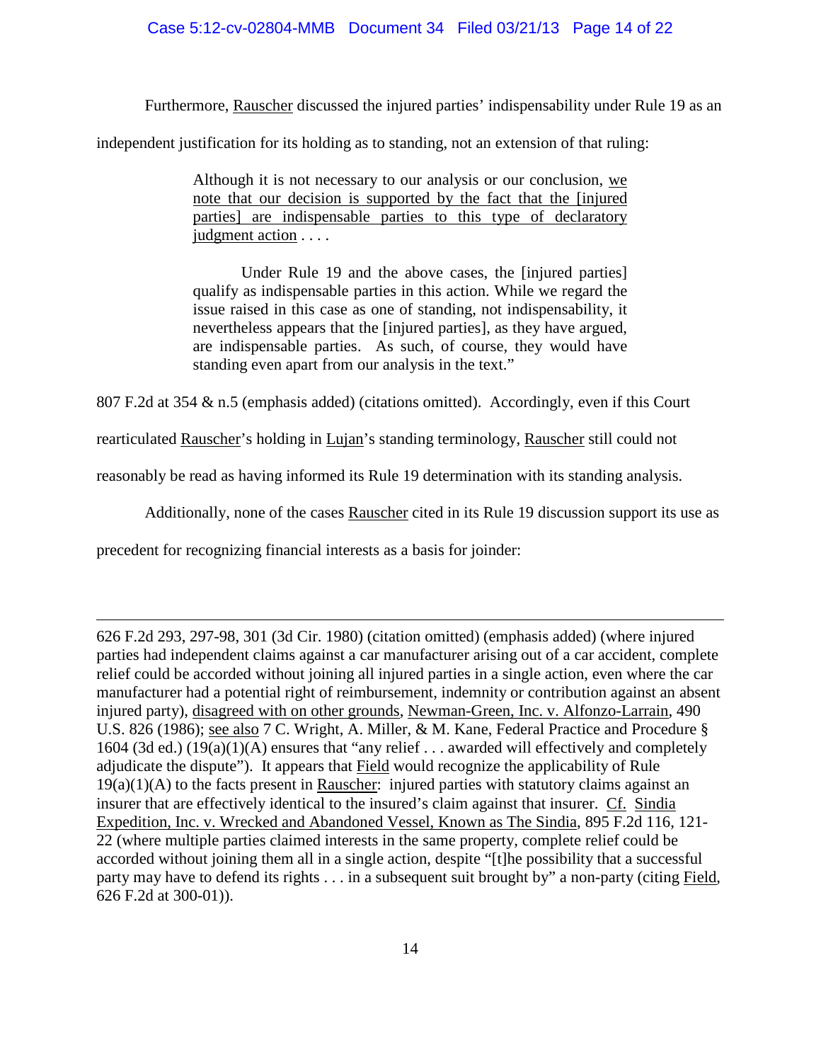Furthermore, Rauscher discussed the injured parties' indispensability under Rule 19 as an independent justification for its holding as to standing, not an extension of that ruling:

> Although it is not necessary to our analysis or our conclusion, we note that our decision is supported by the fact that the [injured parties] are indispensable parties to this type of declaratory judgment action . . . .
>
> Under Rule 19 and the above cases, the [injured parties] qualify as indispensable parties in this action. While we regard the issue raised in this case as one of standing, not indispensability, it nevertheless appears that the [injured parties], as they have argued, are indispensable parties. As such, of course, they would have standing even apart from our analysis in the text."

807 F.2d at 354 & n.5 (emphasis added) (citations omitted). Accordingly, even if this Court rearticulated Rauscher's holding in Lujan's standing terminology, Rauscher still could not reasonably be read as having informed its Rule 19 determination with its standing analysis.

Additionally, none of the cases Rauscher cited in its Rule 19 discussion support its use as precedent for recognizing financial interests as a basis for joinder:

---

626 F.2d 293, 297-98, 301 (3d Cir. 1980) (citation omitted) (emphasis added) (where injured parties had independent claims against a car manufacturer arising out of a car accident, complete relief could be accorded without joining all injured parties in a single action, even where the car manufacturer had a potential right of reimbursement, indemnity or contribution against an absent injured party), disagreed with on other grounds, Newman-Green, Inc. v. Alfonzo-Larrain, 490 U.S. 826 (1986); see also 7 C. Wright, A. Miller, & M. Kane, Federal Practice and Procedure § 1604 (3d ed.) (19(a)(1)(A) ensures that "any relief . . . awarded will effectively and completely adjudicate the dispute"). It appears that Field would recognize the applicability of Rule 19(a)(1)(A) to the facts present in Rauscher: injured parties with statutory claims against an insurer that are effectively identical to the insured's claim against that insurer. Cf. Sindia Expedition, Inc. v. Wrecked and Abandoned Vessel, Known as The Sindia, 895 F.2d 116, 121-22 (where multiple parties claimed interests in the same property, complete relief could be accorded without joining them all in a single action, despite "[t]he possibility that a successful party may have to defend its rights . . . in a subsequent suit brought by" a non-party (citing Field, 626 F.2d at 300-01)).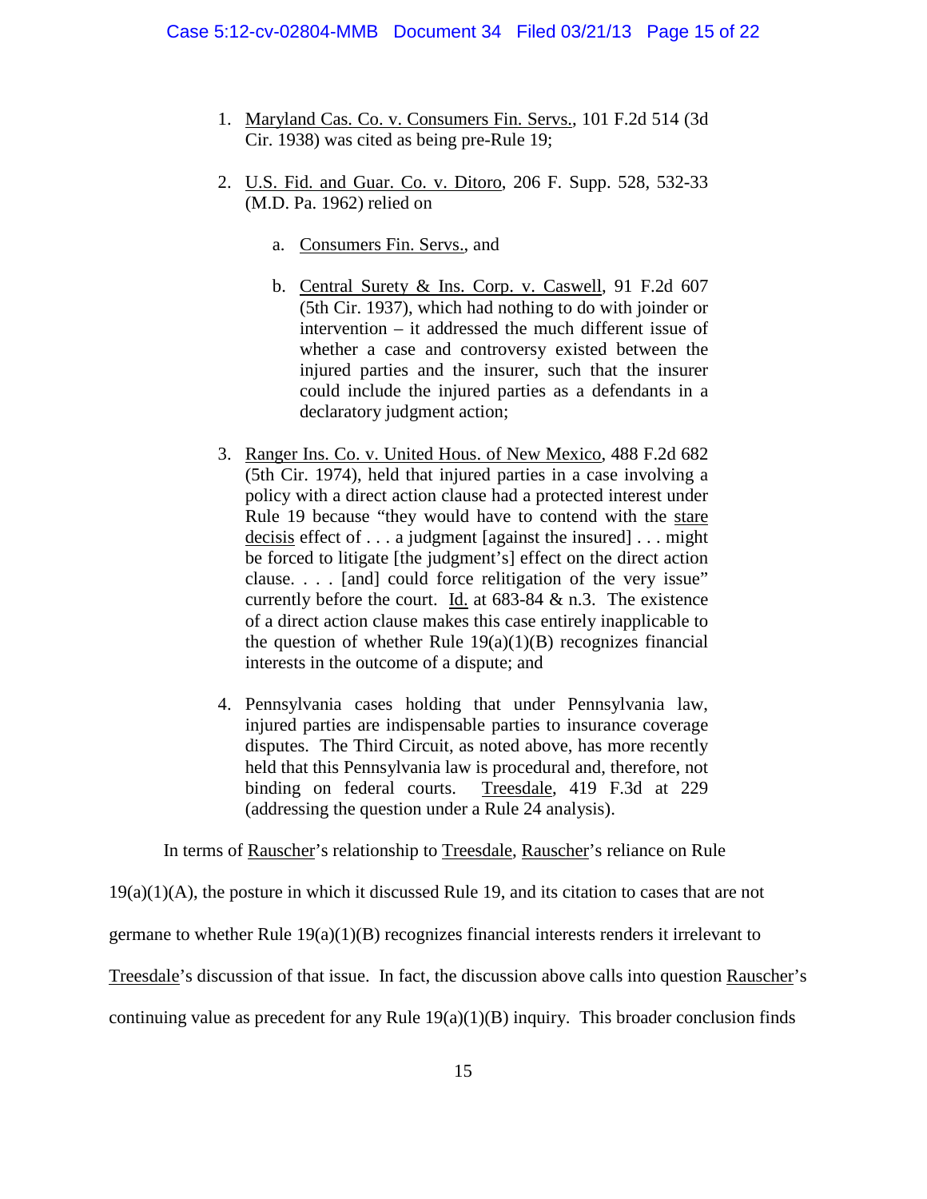1. Maryland Cas. Co. v. Consumers Fin. Servs., 101 F.2d 514 (3d Cir. 1938) was cited as being pre-Rule 19;

2. U.S. Fid. and Guar. Co. v. Ditoro, 206 F. Supp. 528, 532-33 (M.D. Pa. 1962) relied on

   a. Consumers Fin. Servs., and

   b. Central Surety & Ins. Corp. v. Caswell, 91 F.2d 607 (5th Cir. 1937), which had nothing to do with joinder or intervention – it addressed the much different issue of whether a case and controversy existed between the injured parties and the insurer, such that the insurer could include the injured parties as a defendants in a declaratory judgment action;

3. Ranger Ins. Co. v. United Hous. of New Mexico, 488 F.2d 682 (5th Cir. 1974), held that injured parties in a case involving a policy with a direct action clause had a protected interest under Rule 19 because "they would have to contend with the stare decisis effect of . . . a judgment [against the insured] . . . might be forced to litigate [the judgment's] effect on the direct action clause. . . . [and] could force relitigation of the very issue" currently before the court. Id. at 683-84 & n.3. The existence of a direct action clause makes this case entirely inapplicable to the question of whether Rule 19(a)(1)(B) recognizes financial interests in the outcome of a dispute; and

4. Pennsylvania cases holding that under Pennsylvania law, injured parties are indispensable parties to insurance coverage disputes. The Third Circuit, as noted above, has more recently held that this Pennsylvania law is procedural and, therefore, not binding on federal courts. Treesdale, 419 F.3d at 229 (addressing the question under a Rule 24 analysis).

In terms of Rauscher's relationship to Treesdale, Rauscher's reliance on Rule 19(a)(1)(A), the posture in which it discussed Rule 19, and its citation to cases that are not germane to whether Rule 19(a)(1)(B) recognizes financial interests renders it irrelevant to Treesdale's discussion of that issue. In fact, the discussion above calls into question Rauscher's continuing value as precedent for any Rule 19(a)(1)(B) inquiry. This broader conclusion finds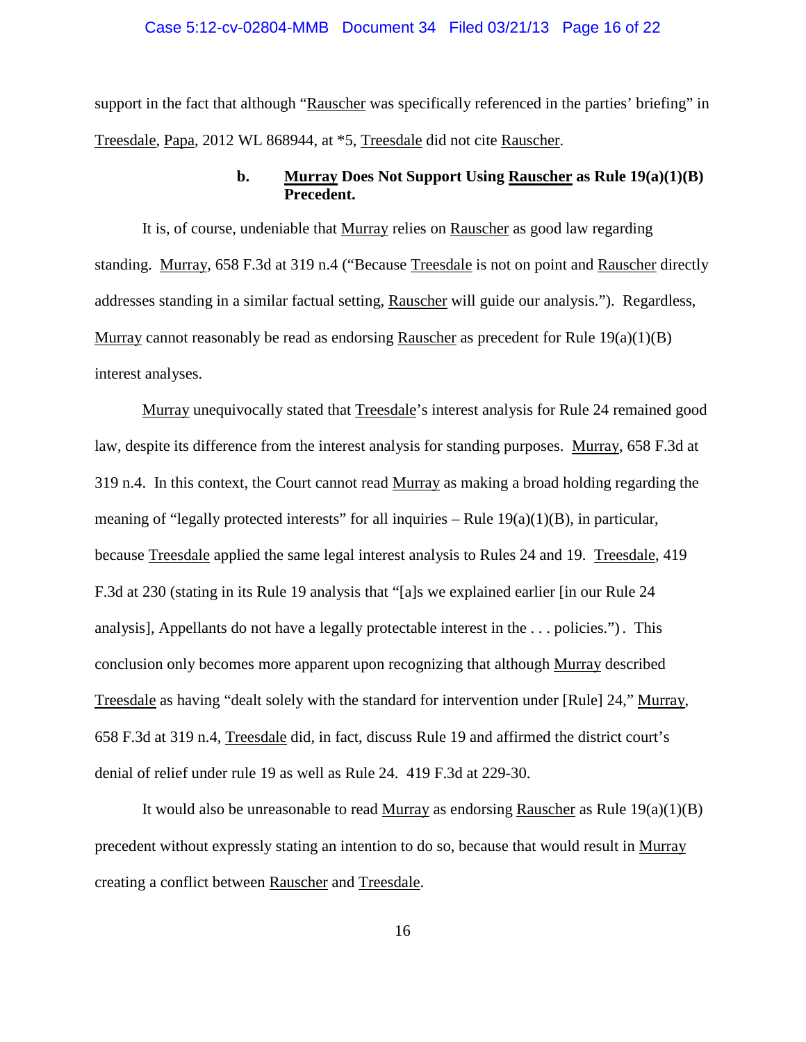support in the fact that although "Rauscher was specifically referenced in the parties' briefing" in Treesdale, Papa, 2012 WL 868944, at *5, Treesdale did not cite Rauscher.

**b. Murray Does Not Support Using Rauscher as Rule 19(a)(1)(B) Precedent.**

It is, of course, undeniable that Murray relies on Rauscher as good law regarding standing. Murray, 658 F.3d at 319 n.4 ("Because Treesdale is not on point and Rauscher directly addresses standing in a similar factual setting, Rauscher will guide our analysis."). Regardless, Murray cannot reasonably be read as endorsing Rauscher as precedent for Rule 19(a)(1)(B) interest analyses.

Murray unequivocally stated that Treesdale's interest analysis for Rule 24 remained good law, despite its difference from the interest analysis for standing purposes. Murray, 658 F.3d at 319 n.4. In this context, the Court cannot read Murray as making a broad holding regarding the meaning of "legally protected interests" for all inquiries – Rule 19(a)(1)(B), in particular, because Treesdale applied the same legal interest analysis to Rules 24 and 19. Treesdale, 419 F.3d at 230 (stating in its Rule 19 analysis that "[a]s we explained earlier [in our Rule 24 analysis], Appellants do not have a legally protectable interest in the . . . policies."). This conclusion only becomes more apparent upon recognizing that although Murray described Treesdale as having "dealt solely with the standard for intervention under [Rule] 24," Murray, 658 F.3d at 319 n.4, Treesdale did, in fact, discuss Rule 19 and affirmed the district court's denial of relief under rule 19 as well as Rule 24. 419 F.3d at 229-30.

It would also be unreasonable to read Murray as endorsing Rauscher as Rule 19(a)(1)(B) precedent without expressly stating an intention to do so, because that would result in Murray creating a conflict between Rauscher and Treesdale.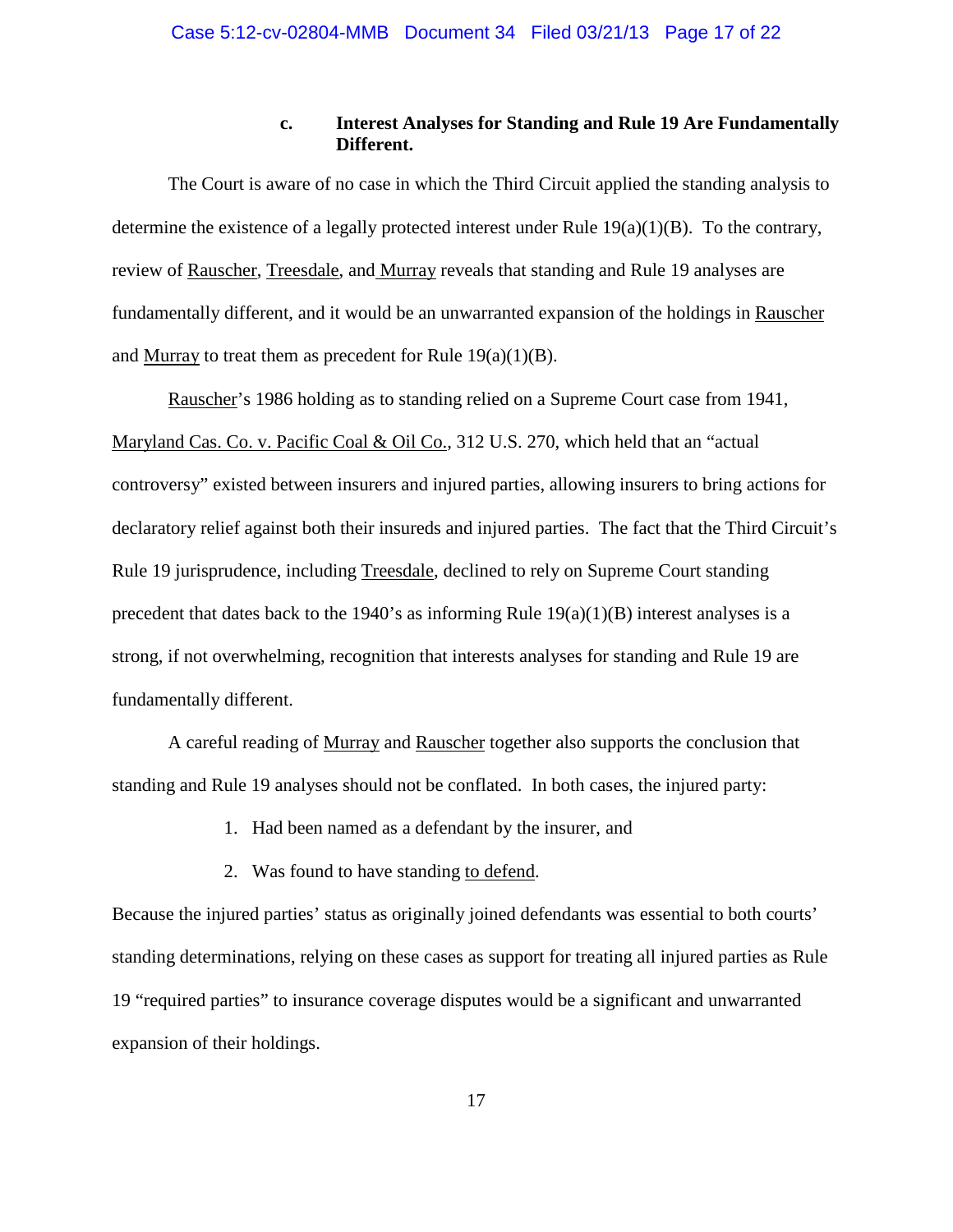### c. Interest Analyses for Standing and Rule 19 Are Fundamentally Different.

The Court is aware of no case in which the Third Circuit applied the standing analysis to determine the existence of a legally protected interest under Rule 19(a)(1)(B). To the contrary, review of Rauscher, Treesdale, and Murray reveals that standing and Rule 19 analyses are fundamentally different, and it would be an unwarranted expansion of the holdings in Rauscher and Murray to treat them as precedent for Rule 19(a)(1)(B).

Rauscher's 1986 holding as to standing relied on a Supreme Court case from 1941, Maryland Cas. Co. v. Pacific Coal & Oil Co., 312 U.S. 270, which held that an "actual controversy" existed between insurers and injured parties, allowing insurers to bring actions for declaratory relief against both their insureds and injured parties. The fact that the Third Circuit's Rule 19 jurisprudence, including Treesdale, declined to rely on Supreme Court standing precedent that dates back to the 1940's as informing Rule 19(a)(1)(B) interest analyses is a strong, if not overwhelming, recognition that interests analyses for standing and Rule 19 are fundamentally different.

A careful reading of Murray and Rauscher together also supports the conclusion that standing and Rule 19 analyses should not be conflated. In both cases, the injured party:

1. Had been named as a defendant by the insurer, and
2. Was found to have standing to defend.

Because the injured parties' status as originally joined defendants was essential to both courts' standing determinations, relying on these cases as support for treating all injured parties as Rule 19 "required parties" to insurance coverage disputes would be a significant and unwarranted expansion of their holdings.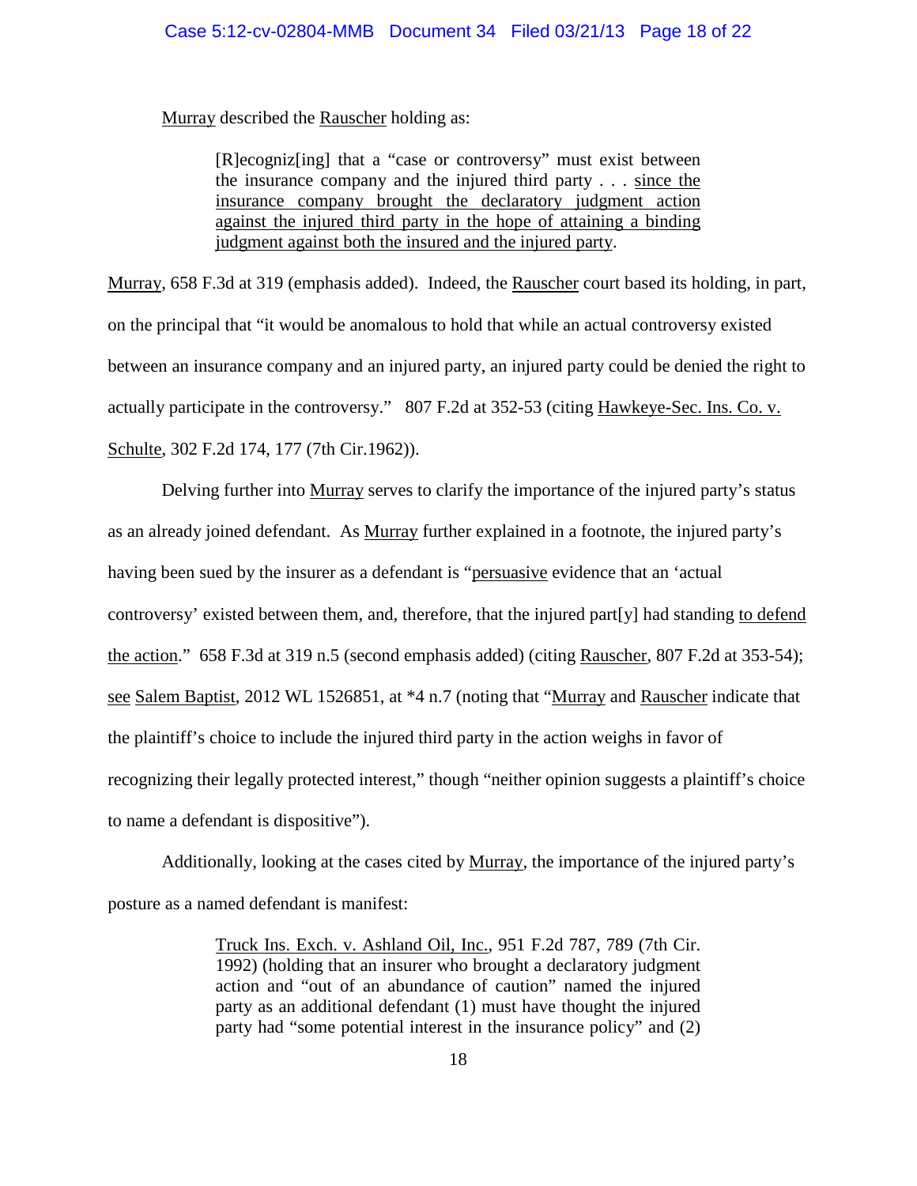Murray described the Rauscher holding as:

> [R]ecogniz[ing] that a "case or controversy" must exist between the insurance company and the injured third party . . . since the insurance company brought the declaratory judgment action against the injured third party in the hope of attaining a binding judgment against both the insured and the injured party.

Murray, 658 F.3d at 319 (emphasis added). Indeed, the Rauscher court based its holding, in part, on the principal that "it would be anomalous to hold that while an actual controversy existed between an insurance company and an injured party, an injured party could be denied the right to actually participate in the controversy." 807 F.2d at 352-53 (citing Hawkeye-Sec. Ins. Co. v. Schulte, 302 F.2d 174, 177 (7th Cir.1962)).

Delving further into Murray serves to clarify the importance of the injured party's status as an already joined defendant. As Murray further explained in a footnote, the injured party's having been sued by the insurer as a defendant is "persuasive evidence that an 'actual controversy' existed between them, and, therefore, that the injured part[y] had standing to defend the action." 658 F.3d at 319 n.5 (second emphasis added) (citing Rauscher, 807 F.2d at 353-54); see Salem Baptist, 2012 WL 1526851, at *4 n.7 (noting that "Murray and Rauscher indicate that the plaintiff's choice to include the injured third party in the action weighs in favor of recognizing their legally protected interest," though "neither opinion suggests a plaintiff's choice to name a defendant is dispositive").

Additionally, looking at the cases cited by Murray, the importance of the injured party's posture as a named defendant is manifest:

> Truck Ins. Exch. v. Ashland Oil, Inc., 951 F.2d 787, 789 (7th Cir. 1992) (holding that an insurer who brought a declaratory judgment action and "out of an abundance of caution" named the injured party as an additional defendant (1) must have thought the injured party had "some potential interest in the insurance policy" and (2)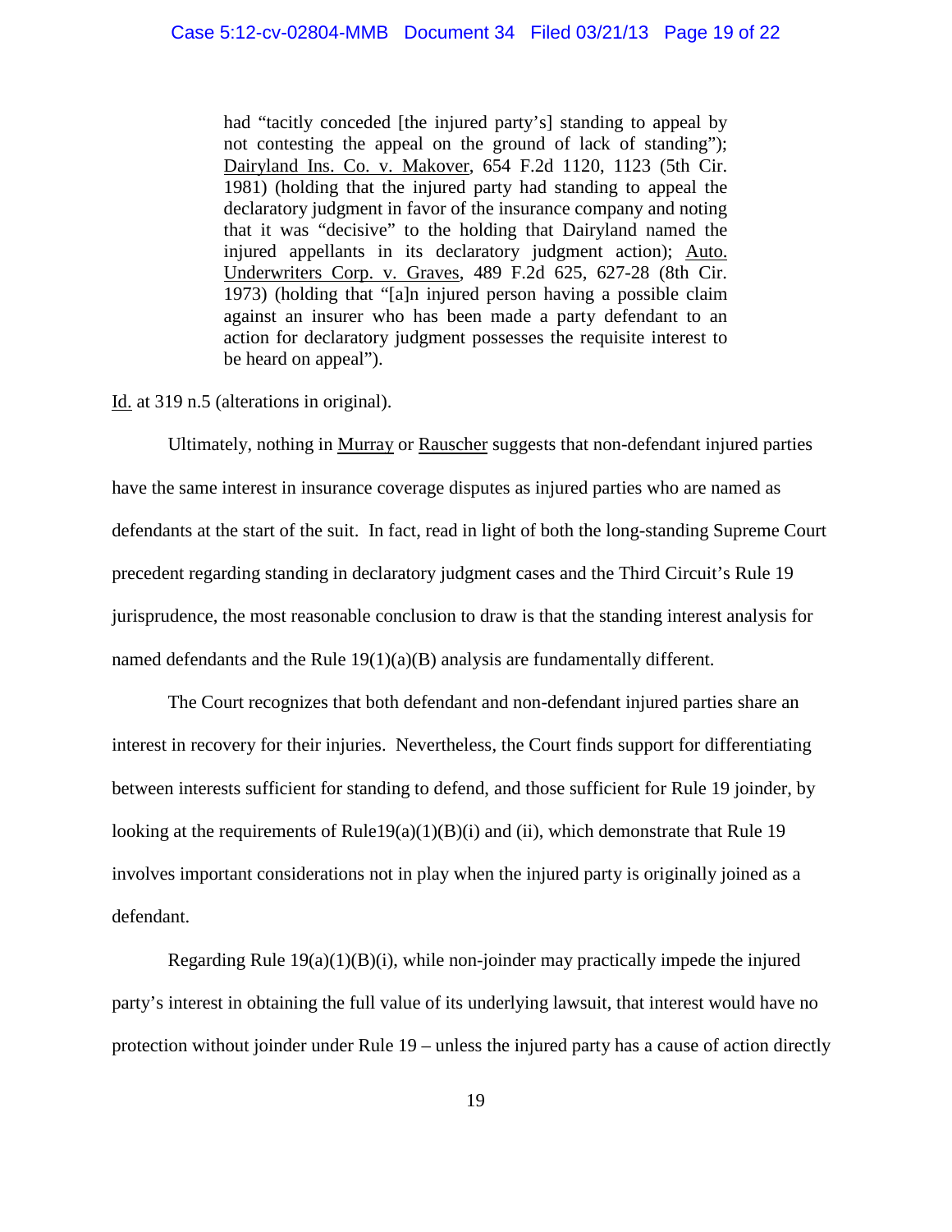> had "tacitly conceded [the injured party's] standing to appeal by not contesting the appeal on the ground of lack of standing"); Dairyland Ins. Co. v. Makover, 654 F.2d 1120, 1123 (5th Cir. 1981) (holding that the injured party had standing to appeal the declaratory judgment in favor of the insurance company and noting that it was "decisive" to the holding that Dairyland named the injured appellants in its declaratory judgment action); Auto. Underwriters Corp. v. Graves, 489 F.2d 625, 627-28 (8th Cir. 1973) (holding that "[a]n injured person having a possible claim against an insurer who has been made a party defendant to an action for declaratory judgment possesses the requisite interest to be heard on appeal").

Id. at 319 n.5 (alterations in original).

Ultimately, nothing in Murray or Rauscher suggests that non-defendant injured parties have the same interest in insurance coverage disputes as injured parties who are named as defendants at the start of the suit. In fact, read in light of both the long-standing Supreme Court precedent regarding standing in declaratory judgment cases and the Third Circuit's Rule 19 jurisprudence, the most reasonable conclusion to draw is that the standing interest analysis for named defendants and the Rule 19(1)(a)(B) analysis are fundamentally different.

The Court recognizes that both defendant and non-defendant injured parties share an interest in recovery for their injuries. Nevertheless, the Court finds support for differentiating between interests sufficient for standing to defend, and those sufficient for Rule 19 joinder, by looking at the requirements of Rule19(a)(1)(B)(i) and (ii), which demonstrate that Rule 19 involves important considerations not in play when the injured party is originally joined as a defendant.

Regarding Rule 19(a)(1)(B)(i), while non-joinder may practically impede the injured party's interest in obtaining the full value of its underlying lawsuit, that interest would have no protection without joinder under Rule 19 – unless the injured party has a cause of action directly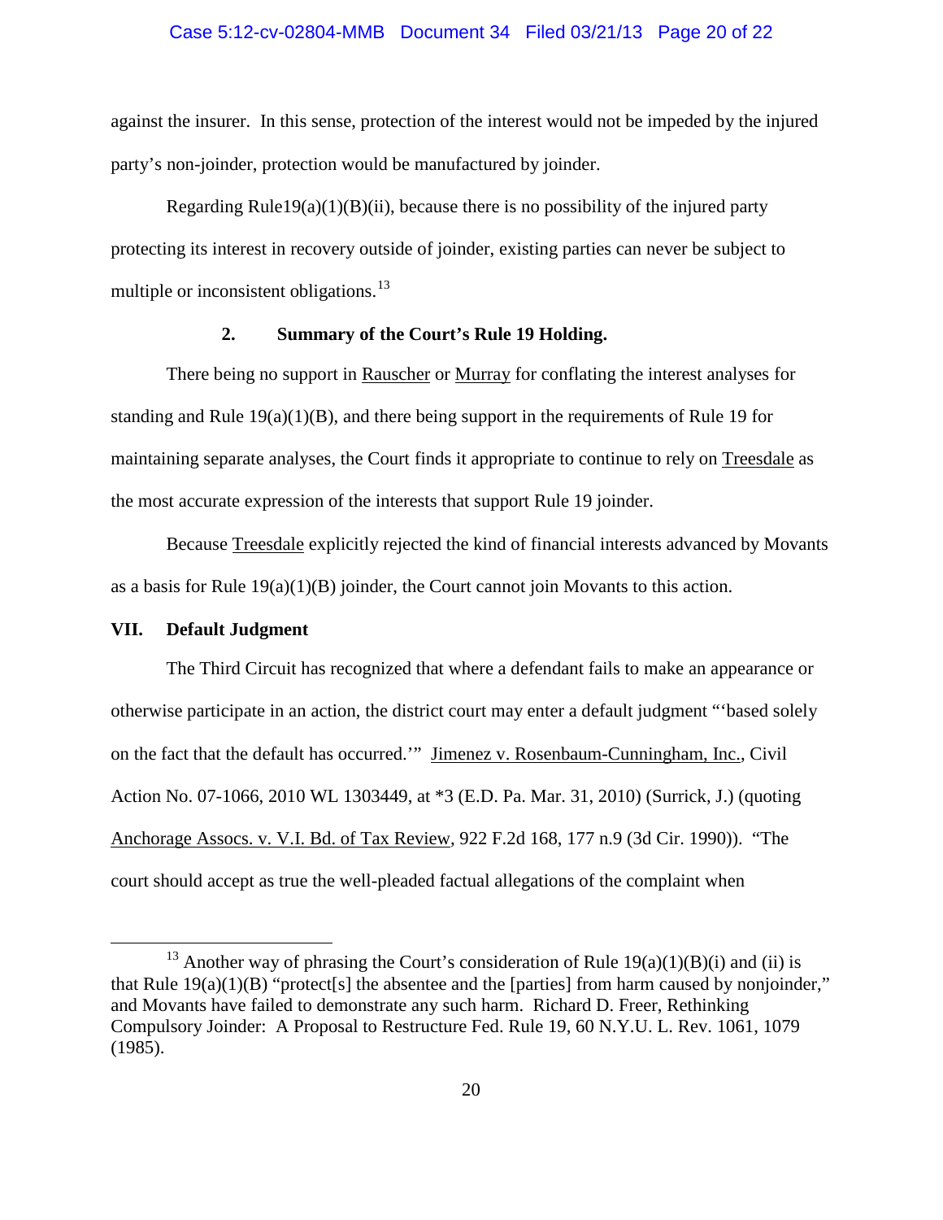against the insurer. In this sense, protection of the interest would not be impeded by the injured party's non-joinder, protection would be manufactured by joinder.

Regarding Rule19(a)(1)(B)(ii), because there is no possibility of the injured party protecting its interest in recovery outside of joinder, existing parties can never be subject to multiple or inconsistent obligations.[13]

### 2. Summary of the Court's Rule 19 Holding.

There being no support in Rauscher or Murray for conflating the interest analyses for standing and Rule 19(a)(1)(B), and there being support in the requirements of Rule 19 for maintaining separate analyses, the Court finds it appropriate to continue to rely on Treesdale as the most accurate expression of the interests that support Rule 19 joinder.

Because Treesdale explicitly rejected the kind of financial interests advanced by Movants as a basis for Rule 19(a)(1)(B) joinder, the Court cannot join Movants to this action.

## VII. Default Judgment

The Third Circuit has recognized that where a defendant fails to make an appearance or otherwise participate in an action, the district court may enter a default judgment "'based solely on the fact that the default has occurred.'" Jimenez v. Rosenbaum-Cunningham, Inc., Civil Action No. 07-1066, 2010 WL 1303449, at *3 (E.D. Pa. Mar. 31, 2010) (Surrick, J.) (quoting Anchorage Assocs. v. V.I. Bd. of Tax Review, 922 F.2d 168, 177 n.9 (3d Cir. 1990)). "The court should accept as true the well-pleaded factual allegations of the complaint when

---

[13] Another way of phrasing the Court's consideration of Rule 19(a)(1)(B)(i) and (ii) is that Rule 19(a)(1)(B) "protect[s] the absentee and the [parties] from harm caused by nonjoinder," and Movants have failed to demonstrate any such harm. Richard D. Freer, Rethinking Compulsory Joinder: A Proposal to Restructure Fed. Rule 19, 60 N.Y.U. L. Rev. 1061, 1079 (1985).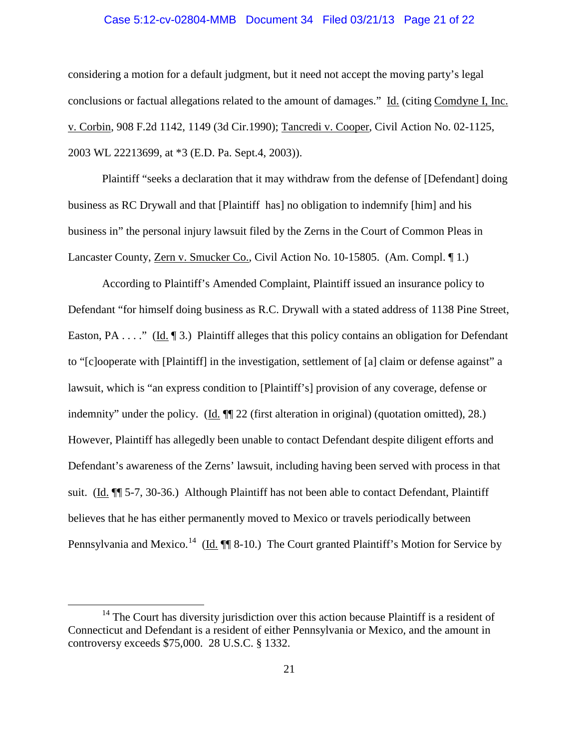considering a motion for a default judgment, but it need not accept the moving party's legal conclusions or factual allegations related to the amount of damages." Id. (citing Comdyne I, Inc. v. Corbin, 908 F.2d 1142, 1149 (3d Cir.1990); Tancredi v. Cooper, Civil Action No. 02-1125, 2003 WL 22213699, at *3 (E.D. Pa. Sept.4, 2003)).

Plaintiff "seeks a declaration that it may withdraw from the defense of [Defendant] doing business as RC Drywall and that [Plaintiff has] no obligation to indemnify [him] and his business in" the personal injury lawsuit filed by the Zerns in the Court of Common Pleas in Lancaster County, Zern v. Smucker Co., Civil Action No. 10-15805. (Am. Compl. ¶ 1.)

According to Plaintiff's Amended Complaint, Plaintiff issued an insurance policy to Defendant "for himself doing business as R.C. Drywall with a stated address of 1138 Pine Street, Easton, PA . . . ." (Id. ¶ 3.) Plaintiff alleges that this policy contains an obligation for Defendant to "[c]ooperate with [Plaintiff] in the investigation, settlement of [a] claim or defense against" a lawsuit, which is "an express condition to [Plaintiff's] provision of any coverage, defense or indemnity" under the policy. (Id. ¶¶ 22 (first alteration in original) (quotation omitted), 28.) However, Plaintiff has allegedly been unable to contact Defendant despite diligent efforts and Defendant's awareness of the Zerns' lawsuit, including having been served with process in that suit. (Id. ¶¶ 5-7, 30-36.) Although Plaintiff has not been able to contact Defendant, Plaintiff believes that he has either permanently moved to Mexico or travels periodically between Pennsylvania and Mexico.[14] (Id. ¶¶ 8-10.) The Court granted Plaintiff's Motion for Service by

[14] The Court has diversity jurisdiction over this action because Plaintiff is a resident of Connecticut and Defendant is a resident of either Pennsylvania or Mexico, and the amount in controversy exceeds $75,000. 28 U.S.C. § 1332.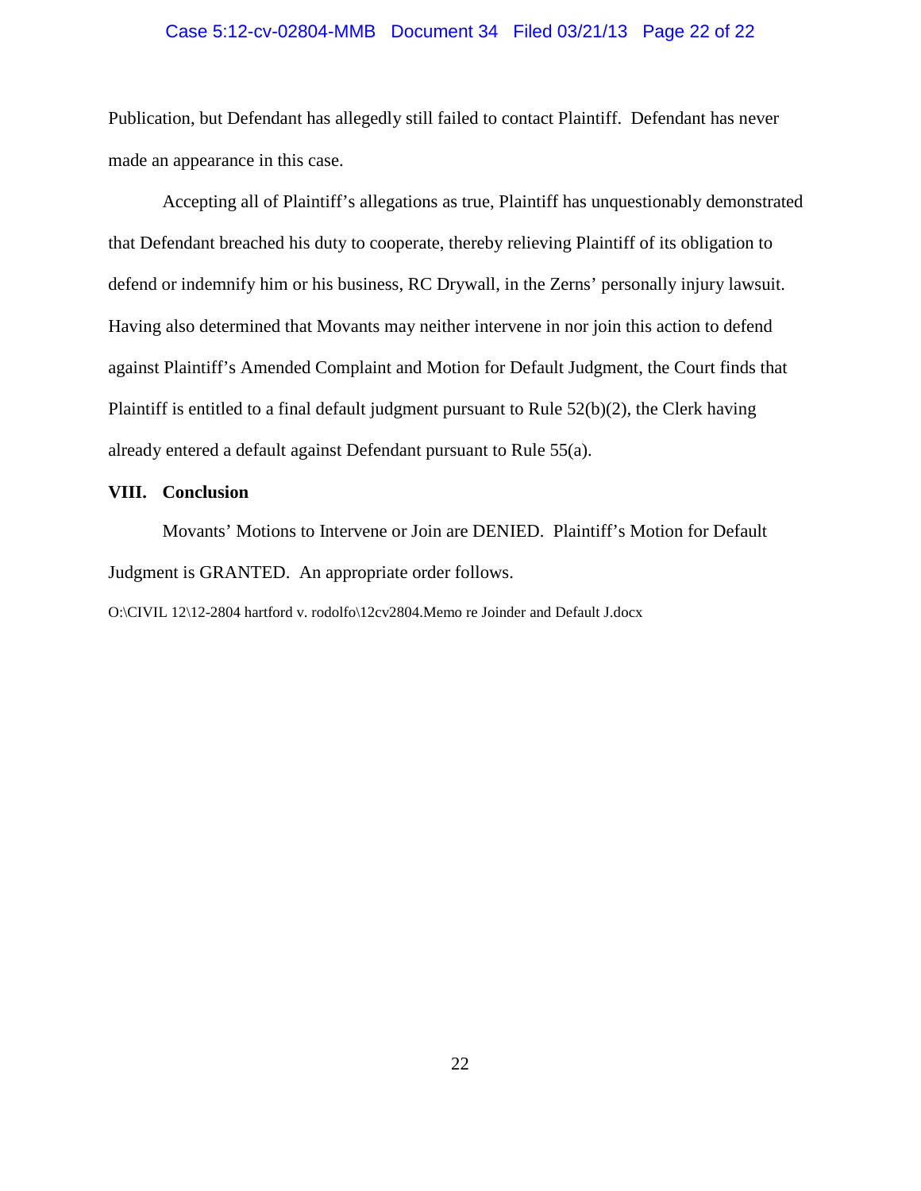Publication, but Defendant has allegedly still failed to contact Plaintiff. Defendant has never made an appearance in this case.

Accepting all of Plaintiff's allegations as true, Plaintiff has unquestionably demonstrated that Defendant breached his duty to cooperate, thereby relieving Plaintiff of its obligation to defend or indemnify him or his business, RC Drywall, in the Zerns' personally injury lawsuit. Having also determined that Movants may neither intervene in nor join this action to defend against Plaintiff's Amended Complaint and Motion for Default Judgment, the Court finds that Plaintiff is entitled to a final default judgment pursuant to Rule 52(b)(2), the Clerk having already entered a default against Defendant pursuant to Rule 55(a).

## VIII. Conclusion

Movants' Motions to Intervene or Join are DENIED. Plaintiff's Motion for Default Judgment is GRANTED. An appropriate order follows.

O:\CIVIL 12\12-2804 hartford v. rodolfo\12cv2804.Memo re Joinder and Default J.docx